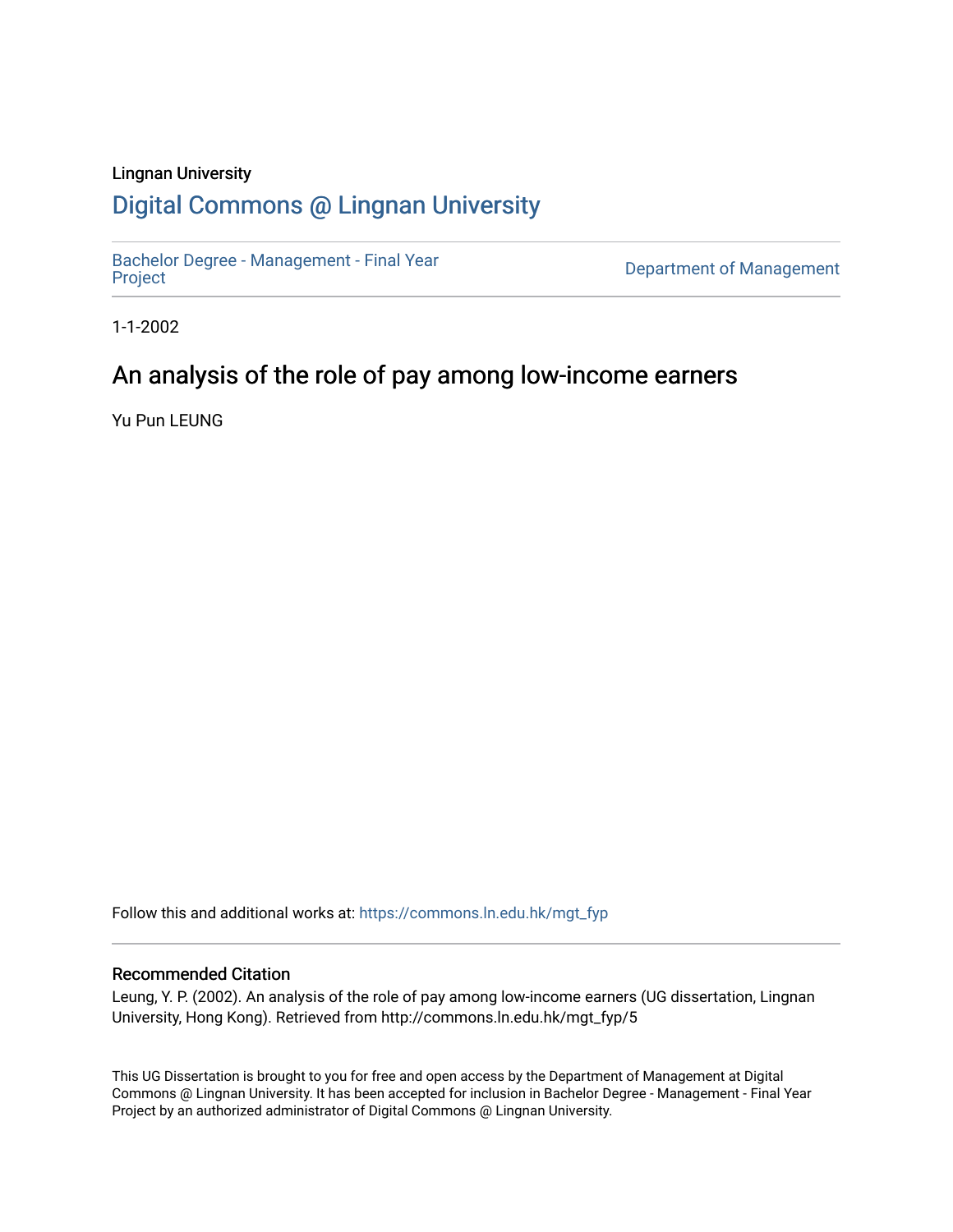Lingnan University

# Digital Commons @ Lingnan University

Bachelor Degree - Management - Final Year Project

Department of Management

1-1-2002

## An analysis of the role of pay among low-income earners

Yu Pun LEUNG

Follow this and additional works at: https://commons.ln.edu.hk/mgt_fyp

### Recommended Citation

Leung, Y. P. (2002). An analysis of the role of pay among low-income earners (UG dissertation, Lingnan University, Hong Kong). Retrieved from http://commons.ln.edu.hk/mgt_fyp/5

This UG Dissertation is brought to you for free and open access by the Department of Management at Digital Commons @ Lingnan University. It has been accepted for inclusion in Bachelor Degree - Management - Final Year Project by an authorized administrator of Digital Commons @ Lingnan University.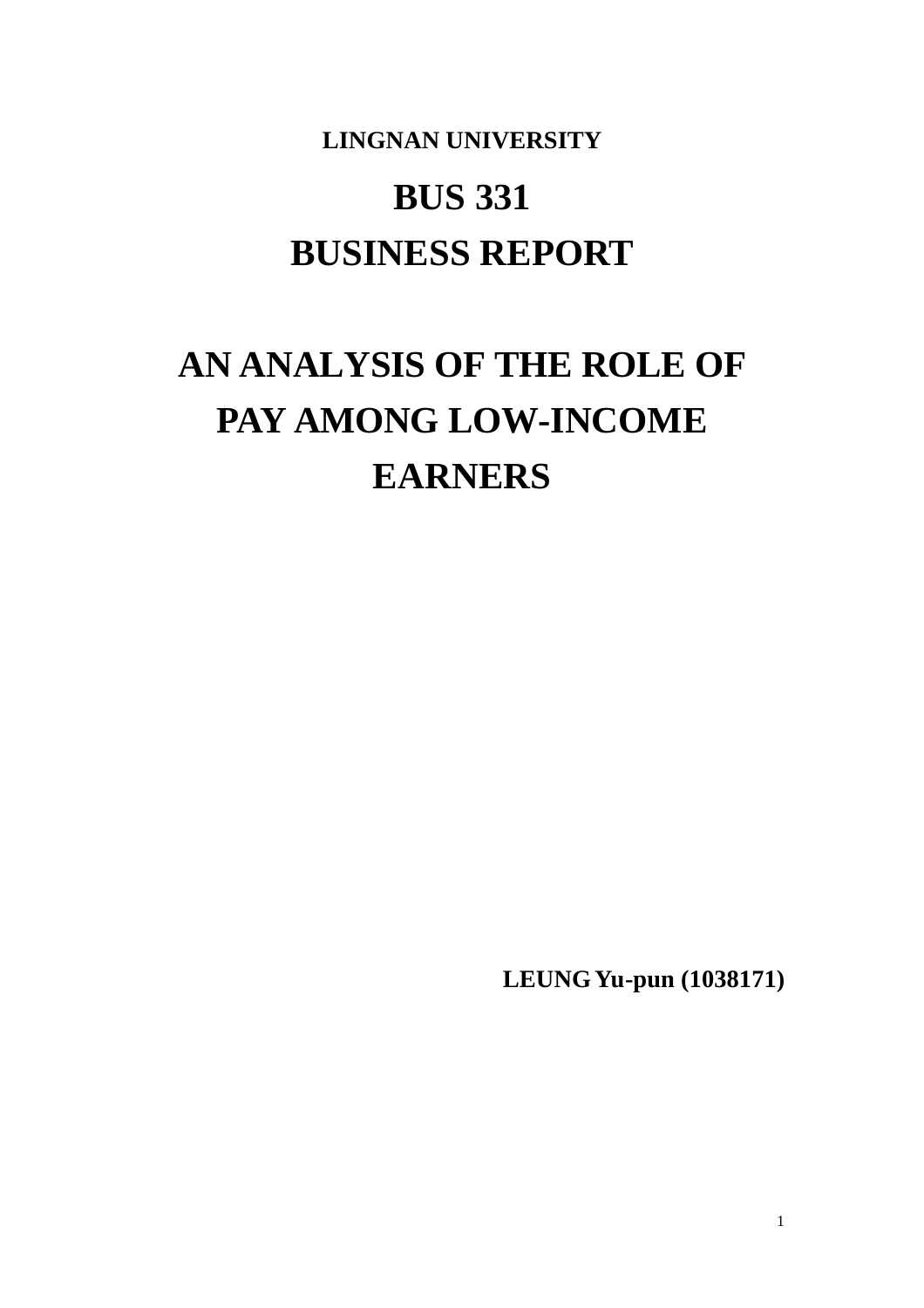**LINGNAN UNIVERSITY**

# BUS 331

# BUSINESS REPORT

# AN ANALYSIS OF THE ROLE OF PAY AMONG LOW-INCOME EARNERS

**LEUNG Yu-pun (1038171)**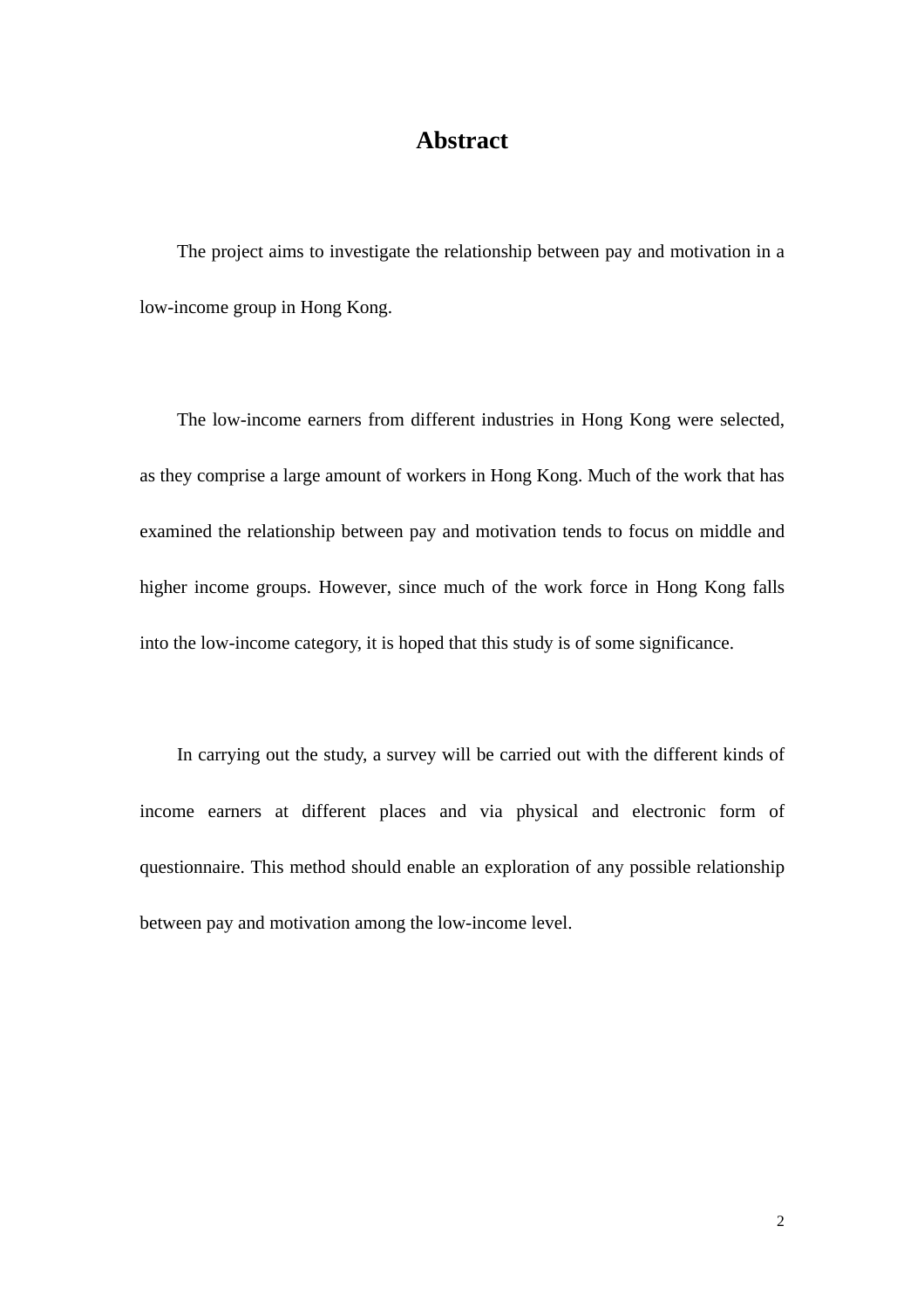# Abstract

The project aims to investigate the relationship between pay and motivation in a low-income group in Hong Kong.

The low-income earners from different industries in Hong Kong were selected, as they comprise a large amount of workers in Hong Kong. Much of the work that has examined the relationship between pay and motivation tends to focus on middle and higher income groups. However, since much of the work force in Hong Kong falls into the low-income category, it is hoped that this study is of some significance.

In carrying out the study, a survey will be carried out with the different kinds of income earners at different places and via physical and electronic form of questionnaire. This method should enable an exploration of any possible relationship between pay and motivation among the low-income level.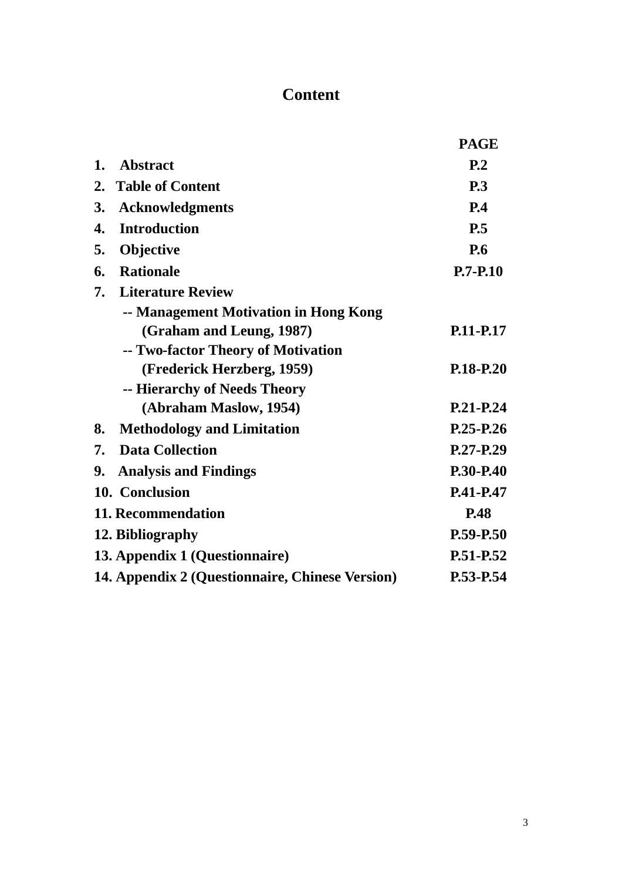# Content

| | PAGE |
|---|---|
| **1. Abstract** | **P.2** |
| **2. Table of Content** | **P.3** |
| **3. Acknowledgments** | **P.4** |
| **4. Introduction** | **P.5** |
| **5. Objective** | **P.6** |
| **6. Rationale** | **P.7-P.10** |
| **7. Literature Review** | |
| **-- Management Motivation in Hong Kong (Graham and Leung, 1987)** | **P.11-P.17** |
| **-- Two-factor Theory of Motivation (Frederick Herzberg, 1959)** | **P.18-P.20** |
| **-- Hierarchy of Needs Theory (Abraham Maslow, 1954)** | **P.21-P.24** |
| **8. Methodology and Limitation** | **P.25-P.26** |
| **7. Data Collection** | **P.27-P.29** |
| **9. Analysis and Findings** | **P.30-P.40** |
| **10. Conclusion** | **P.41-P.47** |
| **11. Recommendation** | **P.48** |
| **12. Bibliography** | **P.59-P.50** |
| **13. Appendix 1 (Questionnaire)** | **P.51-P.52** |
| **14. Appendix 2 (Questionnaire, Chinese Version)** | **P.53-P.54** |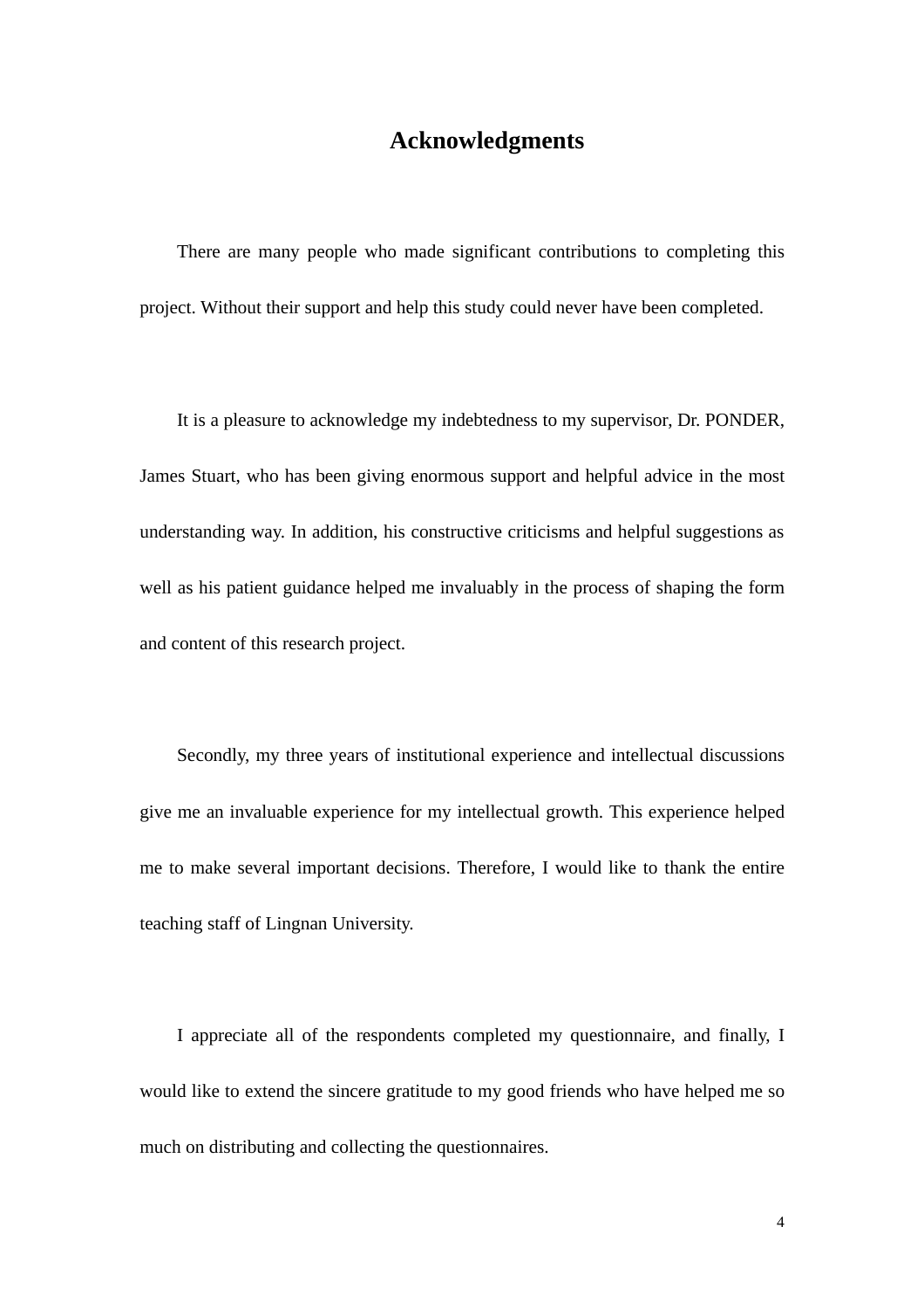# Acknowledgments

There are many people who made significant contributions to completing this project. Without their support and help this study could never have been completed.

It is a pleasure to acknowledge my indebtedness to my supervisor, Dr. PONDER, James Stuart, who has been giving enormous support and helpful advice in the most understanding way. In addition, his constructive criticisms and helpful suggestions as well as his patient guidance helped me invaluably in the process of shaping the form and content of this research project.

Secondly, my three years of institutional experience and intellectual discussions give me an invaluable experience for my intellectual growth. This experience helped me to make several important decisions. Therefore, I would like to thank the entire teaching staff of Lingnan University.

I appreciate all of the respondents completed my questionnaire, and finally, I would like to extend the sincere gratitude to my good friends who have helped me so much on distributing and collecting the questionnaires.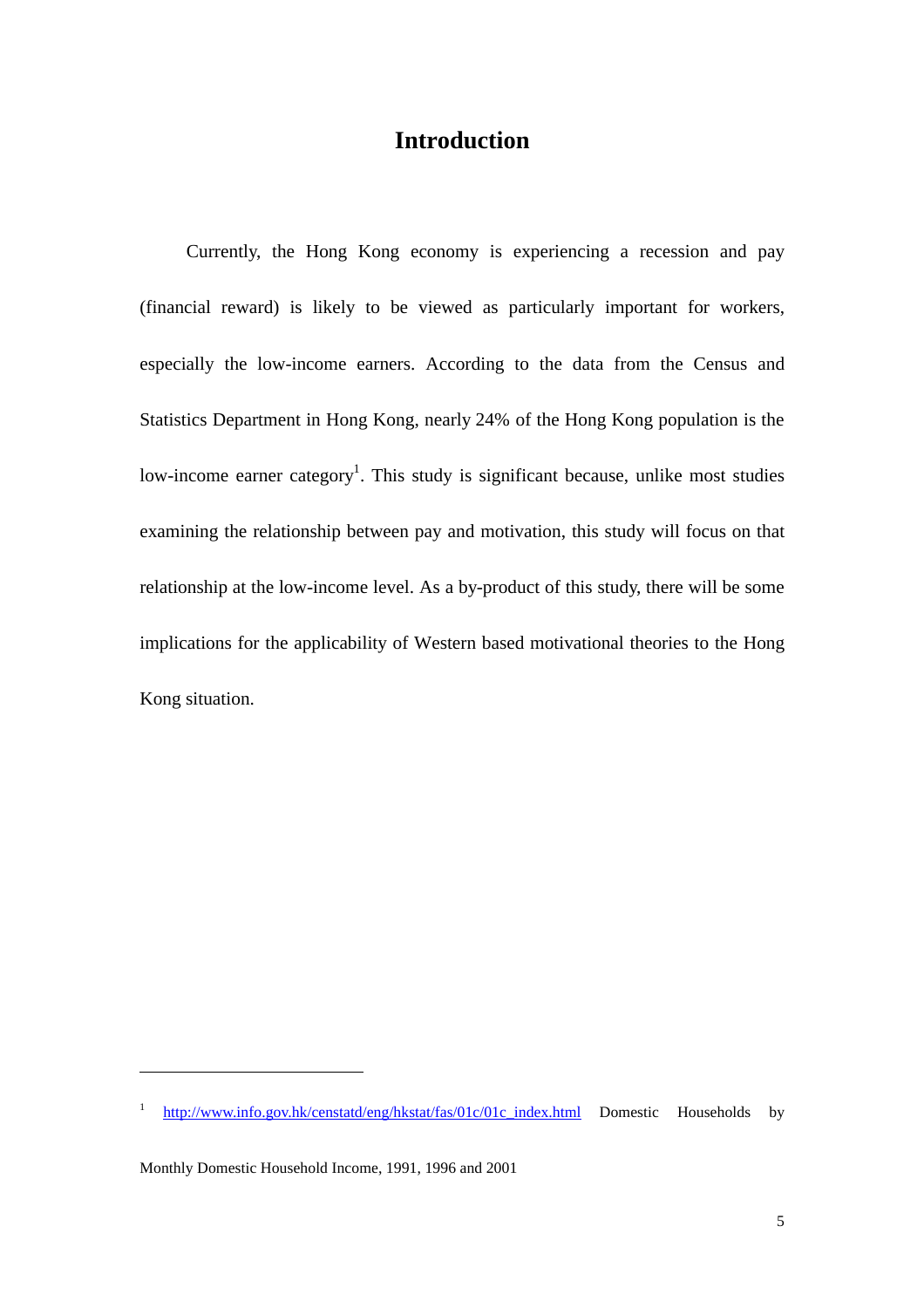# Introduction

Currently, the Hong Kong economy is experiencing a recession and pay (financial reward) is likely to be viewed as particularly important for workers, especially the low-income earners. According to the data from the Census and Statistics Department in Hong Kong, nearly 24% of the Hong Kong population is the low-income earner category[1]. This study is significant because, unlike most studies examining the relationship between pay and motivation, this study will focus on that relationship at the low-income level. As a by-product of this study, there will be some implications for the applicability of Western based motivational theories to the Hong Kong situation.

---

[1] http://www.info.gov.hk/censtatd/eng/hkstat/fas/01c/01c_index.html Domestic Households by Monthly Domestic Household Income, 1991, 1996 and 2001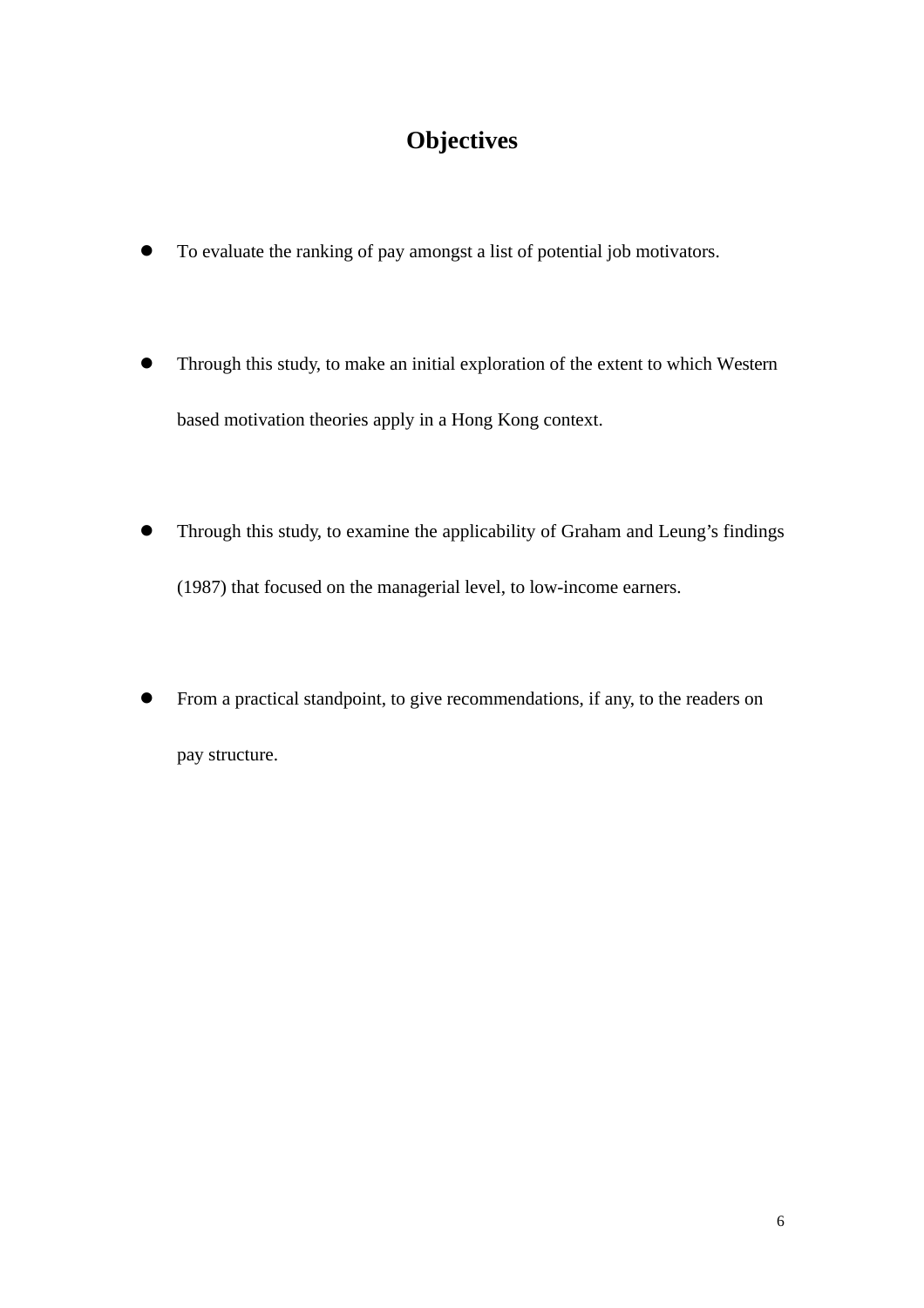# Objectives

- To evaluate the ranking of pay amongst a list of potential job motivators.

- Through this study, to make an initial exploration of the extent to which Western based motivation theories apply in a Hong Kong context.

- Through this study, to examine the applicability of Graham and Leung's findings (1987) that focused on the managerial level, to low-income earners.

- From a practical standpoint, to give recommendations, if any, to the readers on pay structure.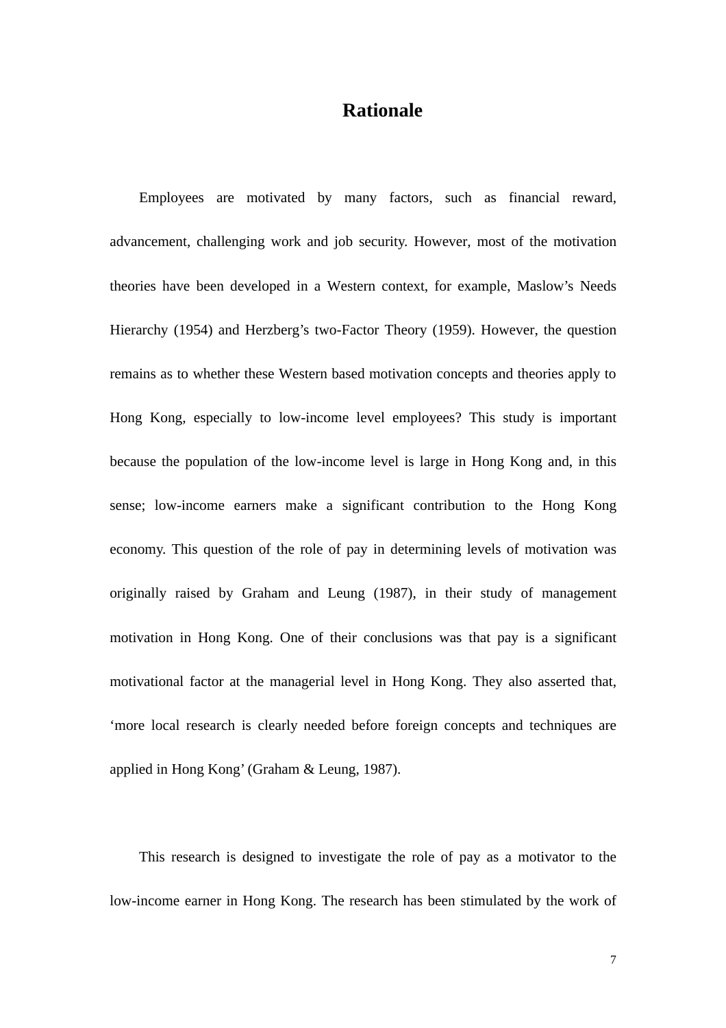# Rationale

Employees are motivated by many factors, such as financial reward, advancement, challenging work and job security. However, most of the motivation theories have been developed in a Western context, for example, Maslow's Needs Hierarchy (1954) and Herzberg's two-Factor Theory (1959). However, the question remains as to whether these Western based motivation concepts and theories apply to Hong Kong, especially to low-income level employees? This study is important because the population of the low-income level is large in Hong Kong and, in this sense; low-income earners make a significant contribution to the Hong Kong economy. This question of the role of pay in determining levels of motivation was originally raised by Graham and Leung (1987), in their study of management motivation in Hong Kong. One of their conclusions was that pay is a significant motivational factor at the managerial level in Hong Kong. They also asserted that, 'more local research is clearly needed before foreign concepts and techniques are applied in Hong Kong' (Graham & Leung, 1987).

This research is designed to investigate the role of pay as a motivator to the low-income earner in Hong Kong. The research has been stimulated by the work of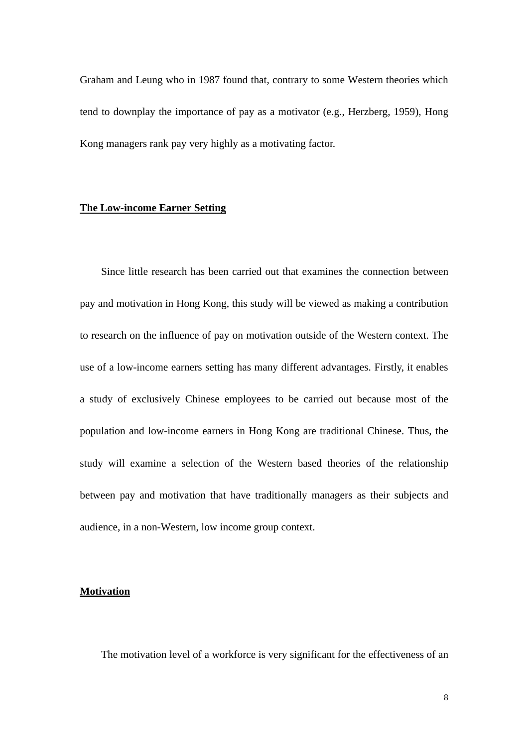Graham and Leung who in 1987 found that, contrary to some Western theories which tend to downplay the importance of pay as a motivator (e.g., Herzberg, 1959), Hong Kong managers rank pay very highly as a motivating factor.

## The Low-income Earner Setting

Since little research has been carried out that examines the connection between pay and motivation in Hong Kong, this study will be viewed as making a contribution to research on the influence of pay on motivation outside of the Western context. The use of a low-income earners setting has many different advantages. Firstly, it enables a study of exclusively Chinese employees to be carried out because most of the population and low-income earners in Hong Kong are traditional Chinese. Thus, the study will examine a selection of the Western based theories of the relationship between pay and motivation that have traditionally managers as their subjects and audience, in a non-Western, low income group context.

## Motivation

The motivation level of a workforce is very significant for the effectiveness of an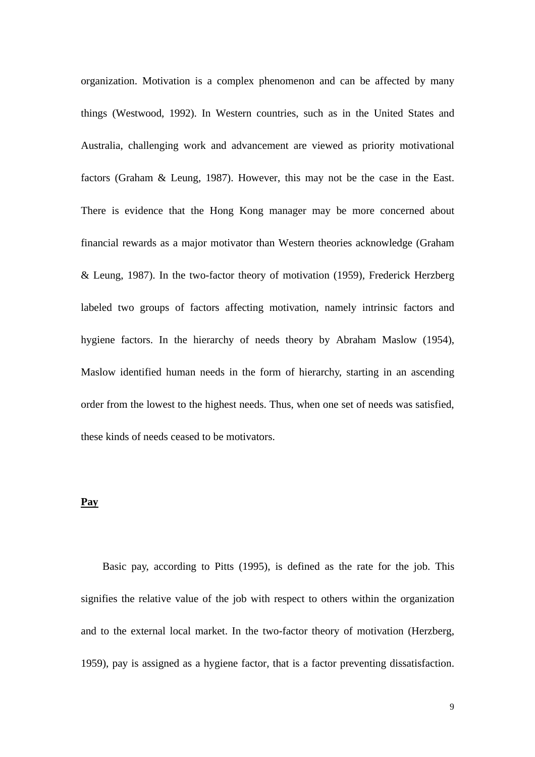organization. Motivation is a complex phenomenon and can be affected by many things (Westwood, 1992). In Western countries, such as in the United States and Australia, challenging work and advancement are viewed as priority motivational factors (Graham & Leung, 1987). However, this may not be the case in the East. There is evidence that the Hong Kong manager may be more concerned about financial rewards as a major motivator than Western theories acknowledge (Graham & Leung, 1987). In the two-factor theory of motivation (1959), Frederick Herzberg labeled two groups of factors affecting motivation, namely intrinsic factors and hygiene factors. In the hierarchy of needs theory by Abraham Maslow (1954), Maslow identified human needs in the form of hierarchy, starting in an ascending order from the lowest to the highest needs. Thus, when one set of needs was satisfied, these kinds of needs ceased to be motivators.

**Pay**

Basic pay, according to Pitts (1995), is defined as the rate for the job. This signifies the relative value of the job with respect to others within the organization and to the external local market. In the two-factor theory of motivation (Herzberg, 1959), pay is assigned as a hygiene factor, that is a factor preventing dissatisfaction.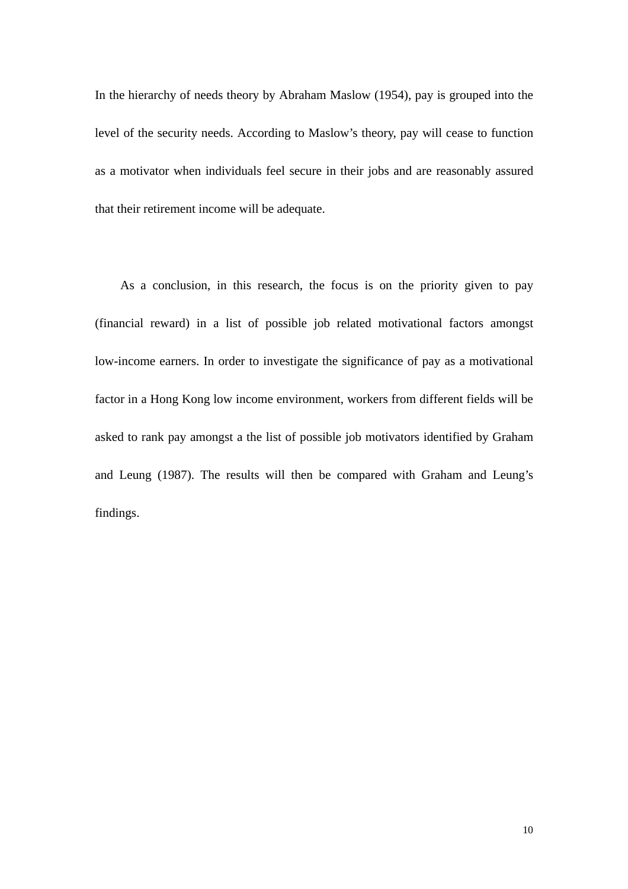In the hierarchy of needs theory by Abraham Maslow (1954), pay is grouped into the level of the security needs. According to Maslow's theory, pay will cease to function as a motivator when individuals feel secure in their jobs and are reasonably assured that their retirement income will be adequate.

As a conclusion, in this research, the focus is on the priority given to pay (financial reward) in a list of possible job related motivational factors amongst low-income earners. In order to investigate the significance of pay as a motivational factor in a Hong Kong low income environment, workers from different fields will be asked to rank pay amongst a the list of possible job motivators identified by Graham and Leung (1987). The results will then be compared with Graham and Leung's findings.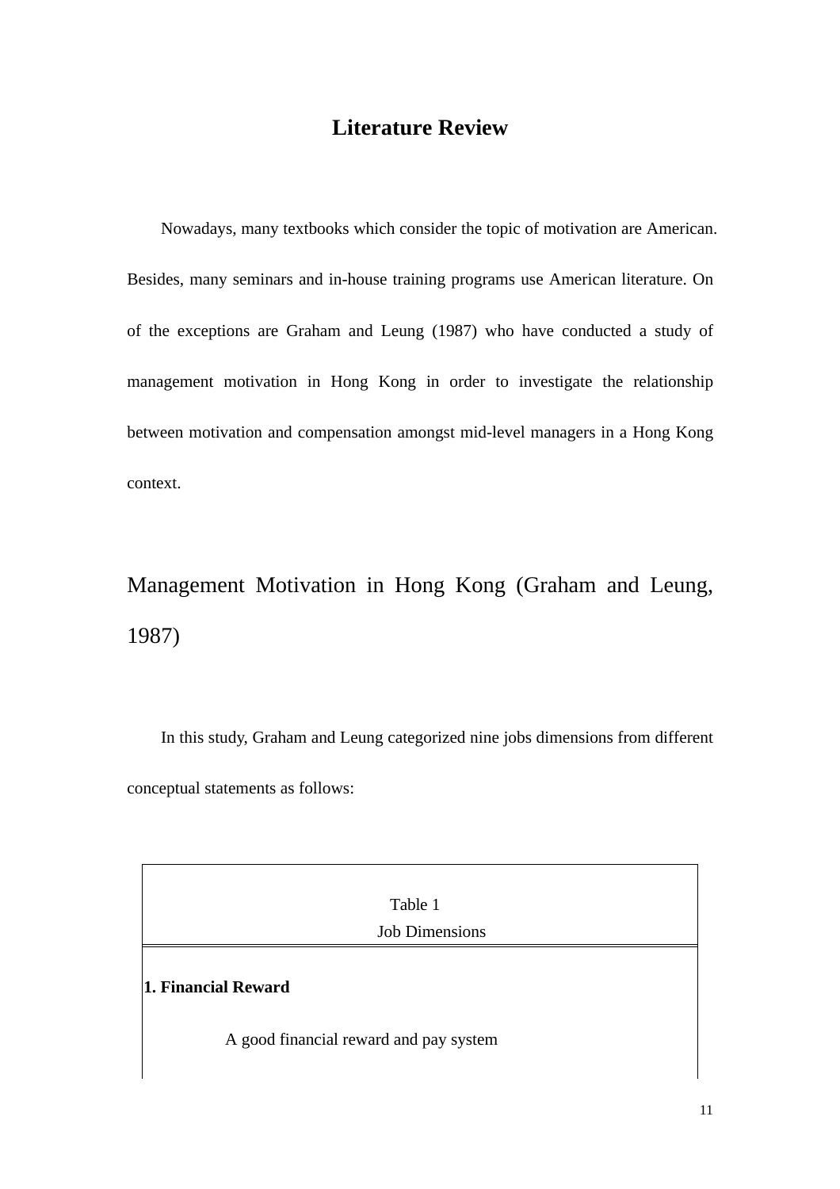# Literature Review

Nowadays, many textbooks which consider the topic of motivation are American. Besides, many seminars and in-house training programs use American literature. On of the exceptions are Graham and Leung (1987) who have conducted a study of management motivation in Hong Kong in order to investigate the relationship between motivation and compensation amongst mid-level managers in a Hong Kong context.

## Management Motivation in Hong Kong (Graham and Leung, 1987)

In this study, Graham and Leung categorized nine jobs dimensions from different conceptual statements as follows:

| Table 1<br>Job Dimensions |
|---|
| **1. Financial Reward** |
| A good financial reward and pay system |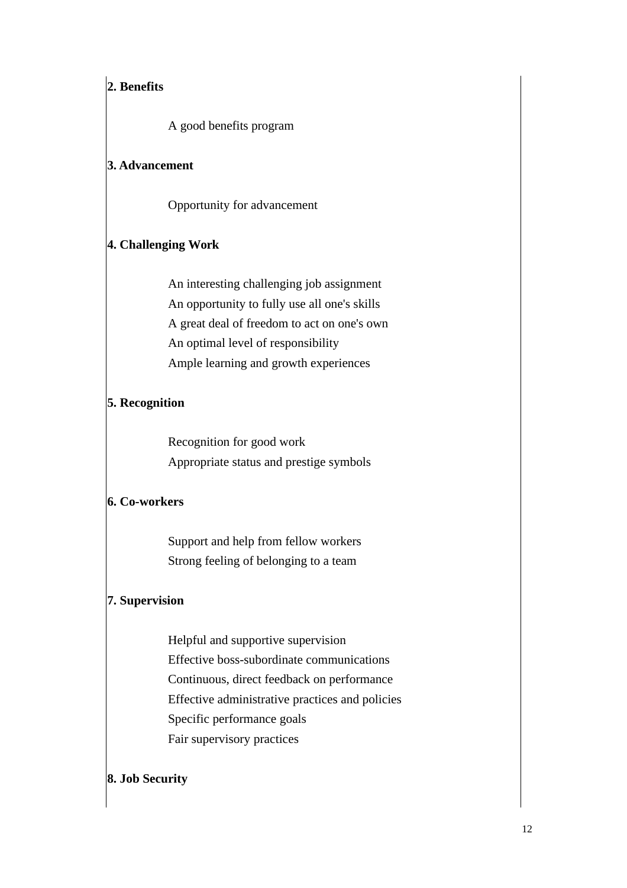**2. Benefits**

A good benefits program

**3. Advancement**

Opportunity for advancement

**4. Challenging Work**

An interesting challenging job assignment
An opportunity to fully use all one's skills
A great deal of freedom to act on one's own
An optimal level of responsibility
Ample learning and growth experiences

**5. Recognition**

Recognition for good work
Appropriate status and prestige symbols

**6. Co-workers**

Support and help from fellow workers
Strong feeling of belonging to a team

**7. Supervision**

Helpful and supportive supervision
Effective boss-subordinate communications
Continuous, direct feedback on performance
Effective administrative practices and policies
Specific performance goals
Fair supervisory practices

**8. Job Security**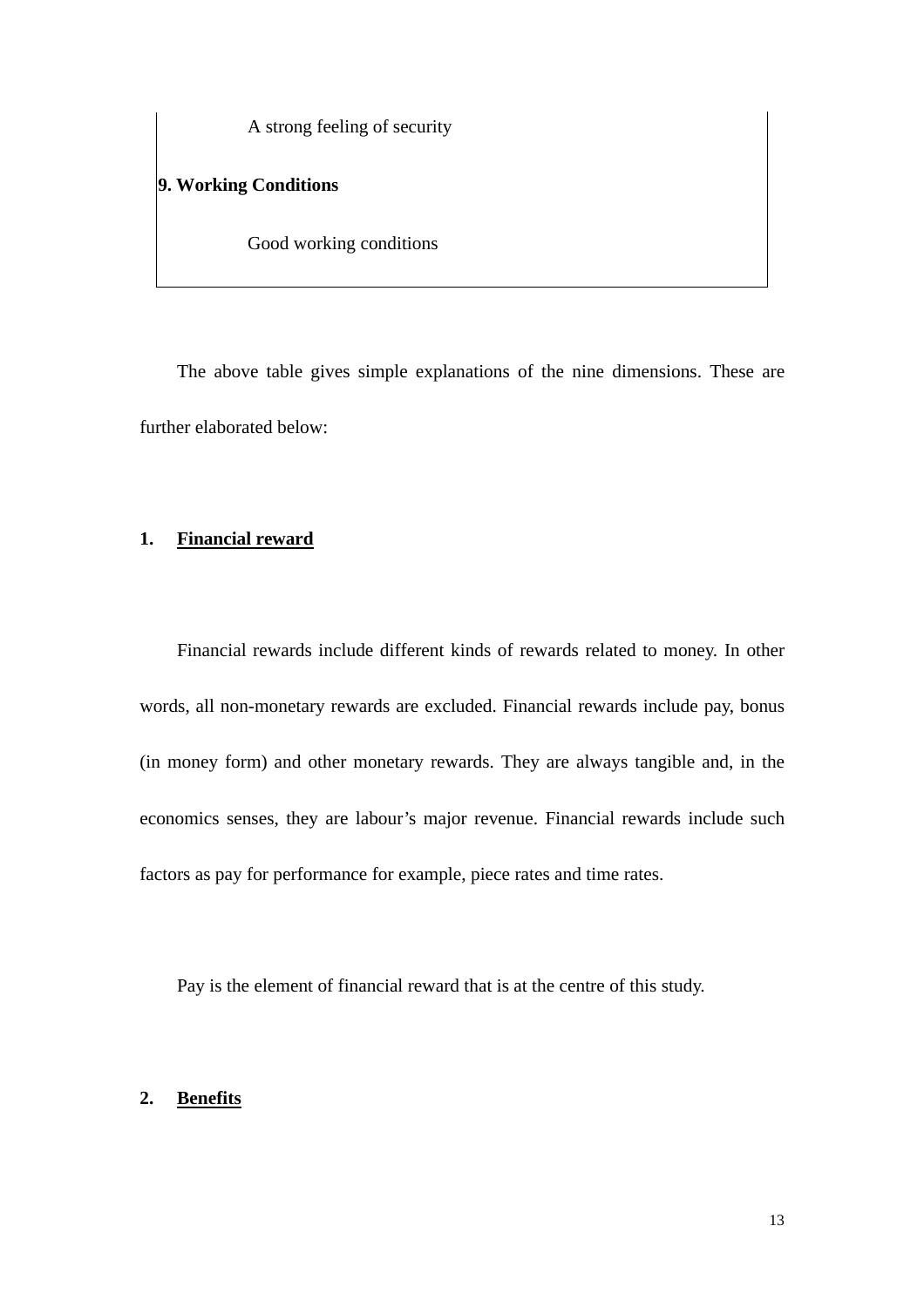A strong feeling of security

**9. Working Conditions**

Good working conditions

The above table gives simple explanations of the nine dimensions. These are further elaborated below:

**1. <u>Financial reward</u>**

Financial rewards include different kinds of rewards related to money. In other words, all non-monetary rewards are excluded. Financial rewards include pay, bonus (in money form) and other monetary rewards. They are always tangible and, in the economics senses, they are labour's major revenue. Financial rewards include such factors as pay for performance for example, piece rates and time rates.

Pay is the element of financial reward that is at the centre of this study.

**2. <u>Benefits</u>**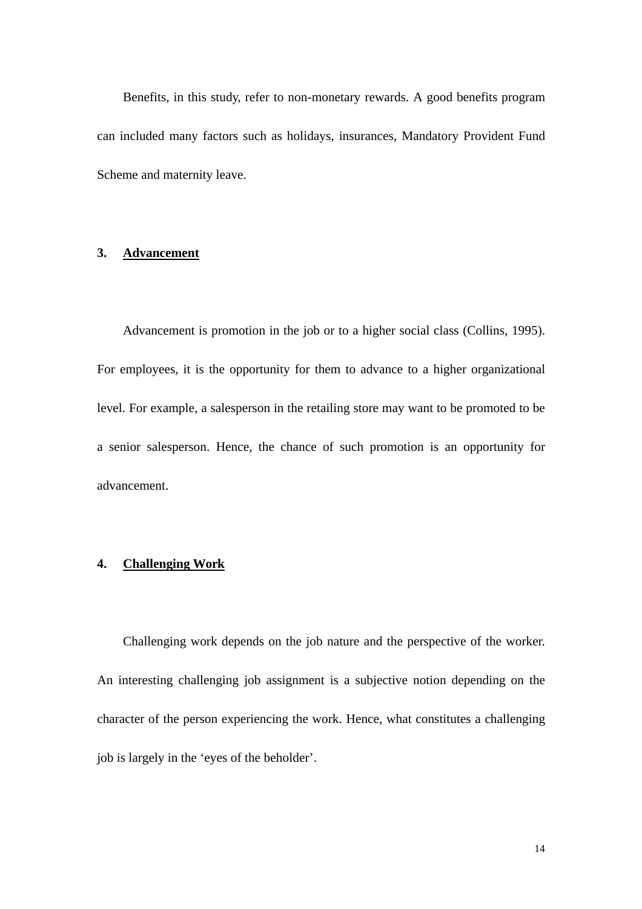Benefits, in this study, refer to non-monetary rewards. A good benefits program can included many factors such as holidays, insurances, Mandatory Provident Fund Scheme and maternity leave.

### 3. **Advancement**

Advancement is promotion in the job or to a higher social class (Collins, 1995). For employees, it is the opportunity for them to advance to a higher organizational level. For example, a salesperson in the retailing store may want to be promoted to be a senior salesperson. Hence, the chance of such promotion is an opportunity for advancement.

### 4. **Challenging Work**

Challenging work depends on the job nature and the perspective of the worker. An interesting challenging job assignment is a subjective notion depending on the character of the person experiencing the work. Hence, what constitutes a challenging job is largely in the ‘eyes of the beholder’.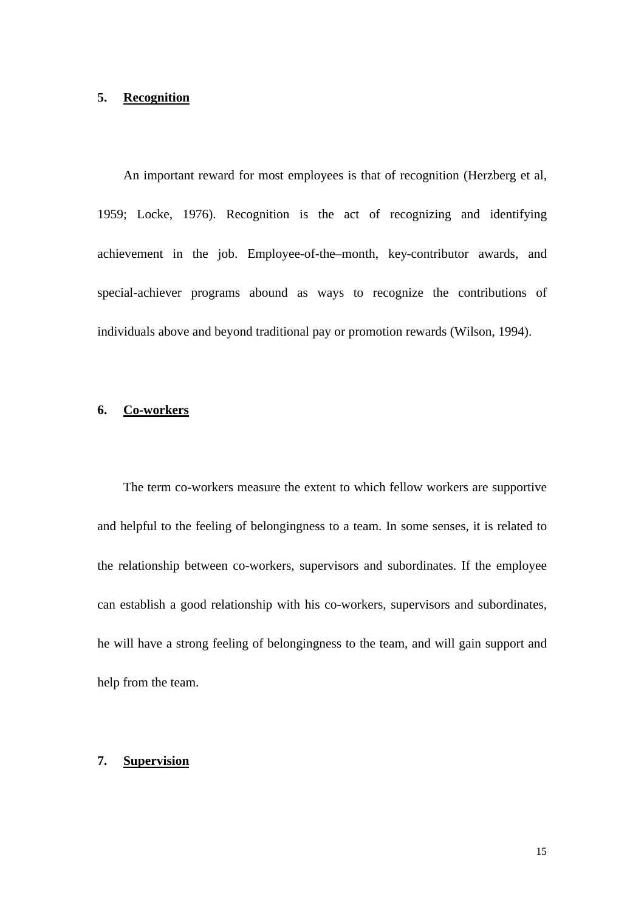### 5. Recognition

An important reward for most employees is that of recognition (Herzberg et al, 1959; Locke, 1976). Recognition is the act of recognizing and identifying achievement in the job. Employee-of-the–month, key-contributor awards, and special-achiever programs abound as ways to recognize the contributions of individuals above and beyond traditional pay or promotion rewards (Wilson, 1994).

### 6. Co-workers

The term co-workers measure the extent to which fellow workers are supportive and helpful to the feeling of belongingness to a team. In some senses, it is related to the relationship between co-workers, supervisors and subordinates. If the employee can establish a good relationship with his co-workers, supervisors and subordinates, he will have a strong feeling of belongingness to the team, and will gain support and help from the team.

### 7. Supervision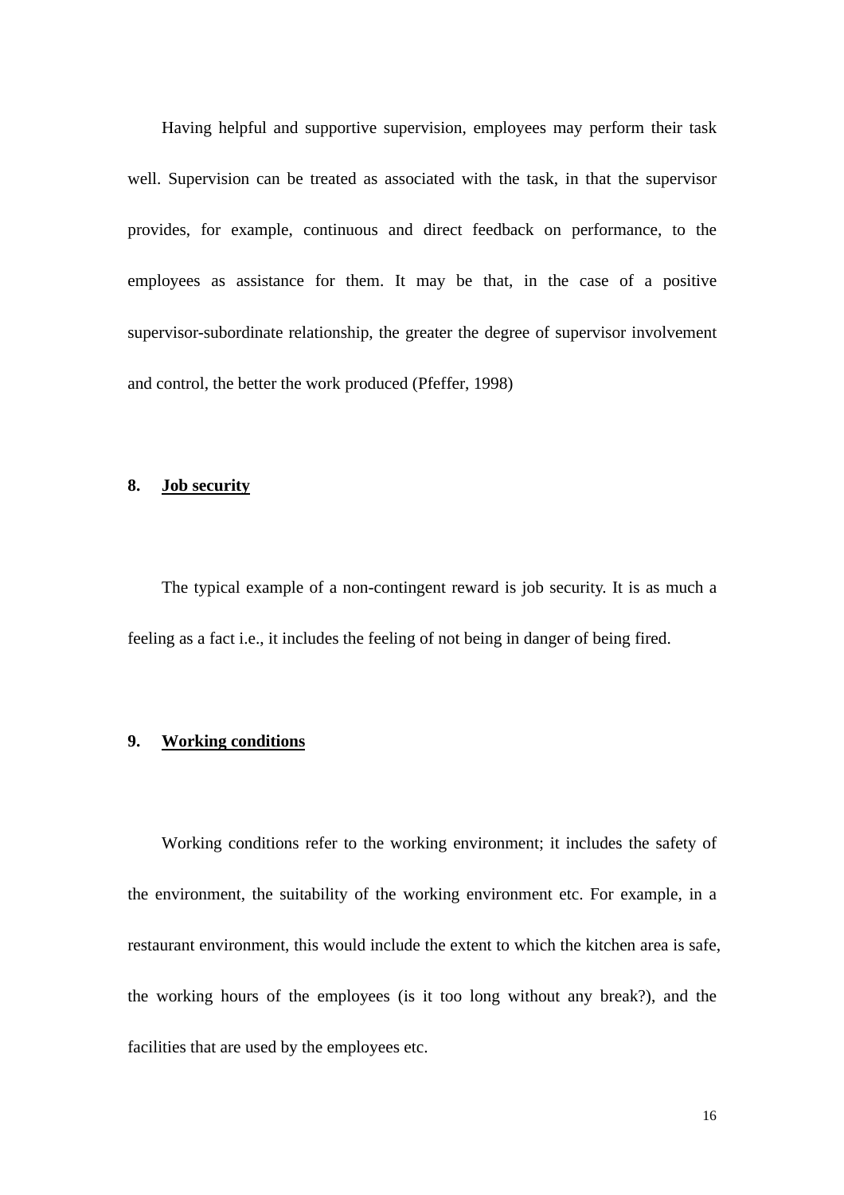Having helpful and supportive supervision, employees may perform their task well. Supervision can be treated as associated with the task, in that the supervisor provides, for example, continuous and direct feedback on performance, to the employees as assistance for them. It may be that, in the case of a positive supervisor-subordinate relationship, the greater the degree of supervisor involvement and control, the better the work produced (Pfeffer, 1998)

## 8. Job security

The typical example of a non-contingent reward is job security. It is as much a feeling as a fact i.e., it includes the feeling of not being in danger of being fired.

## 9. Working conditions

Working conditions refer to the working environment; it includes the safety of the environment, the suitability of the working environment etc. For example, in a restaurant environment, this would include the extent to which the kitchen area is safe, the working hours of the employees (is it too long without any break?), and the facilities that are used by the employees etc.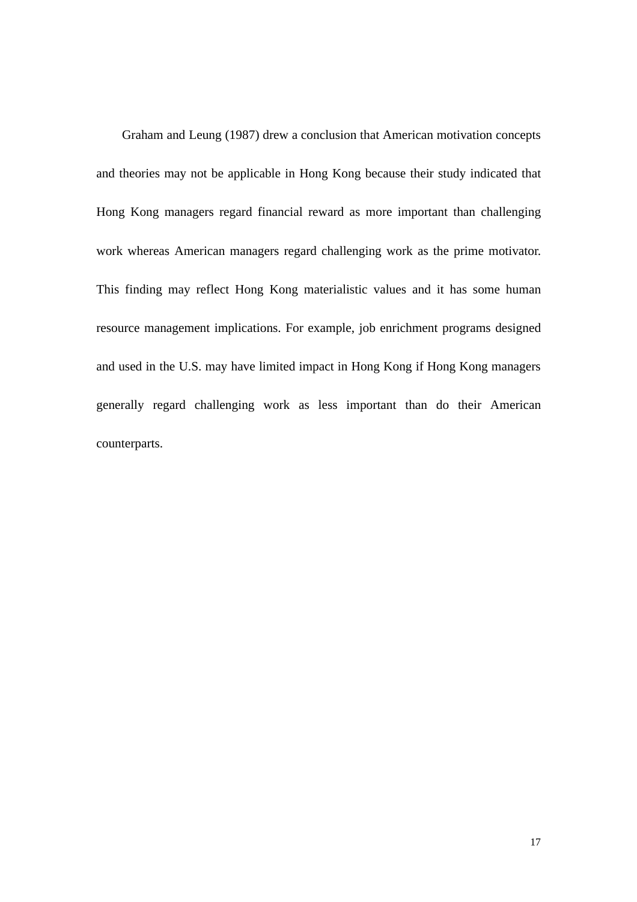Graham and Leung (1987) drew a conclusion that American motivation concepts and theories may not be applicable in Hong Kong because their study indicated that Hong Kong managers regard financial reward as more important than challenging work whereas American managers regard challenging work as the prime motivator. This finding may reflect Hong Kong materialistic values and it has some human resource management implications. For example, job enrichment programs designed and used in the U.S. may have limited impact in Hong Kong if Hong Kong managers generally regard challenging work as less important than do their American counterparts.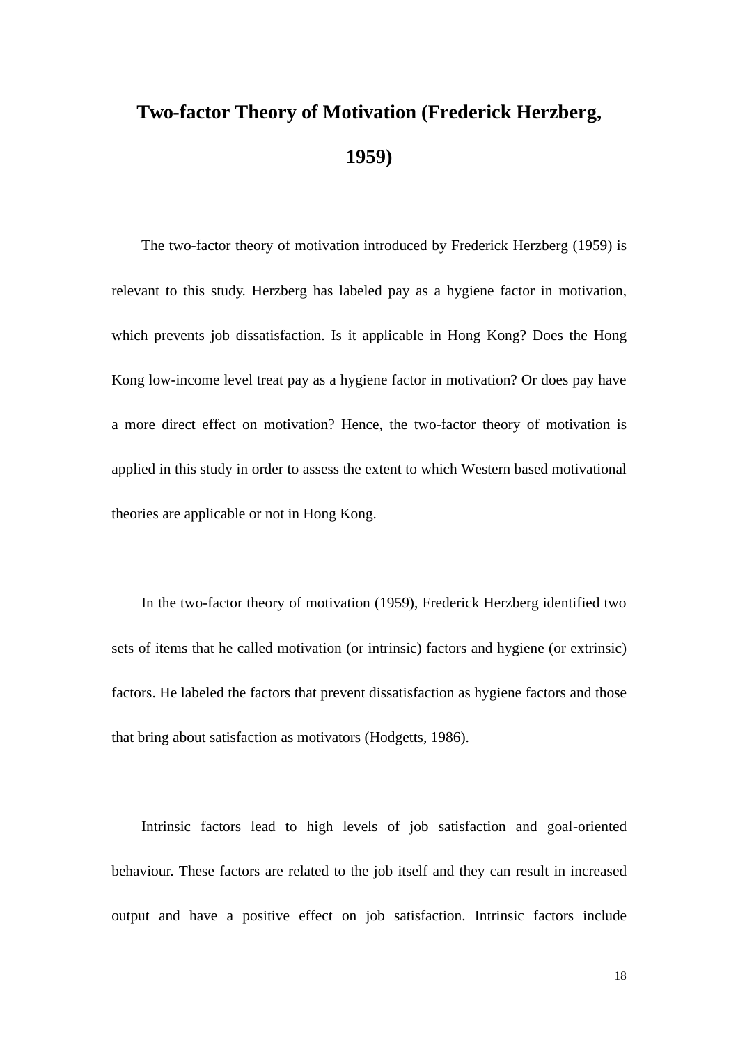# Two-factor Theory of Motivation (Frederick Herzberg, 1959)

The two-factor theory of motivation introduced by Frederick Herzberg (1959) is relevant to this study. Herzberg has labeled pay as a hygiene factor in motivation, which prevents job dissatisfaction. Is it applicable in Hong Kong? Does the Hong Kong low-income level treat pay as a hygiene factor in motivation? Or does pay have a more direct effect on motivation? Hence, the two-factor theory of motivation is applied in this study in order to assess the extent to which Western based motivational theories are applicable or not in Hong Kong.

In the two-factor theory of motivation (1959), Frederick Herzberg identified two sets of items that he called motivation (or intrinsic) factors and hygiene (or extrinsic) factors. He labeled the factors that prevent dissatisfaction as hygiene factors and those that bring about satisfaction as motivators (Hodgetts, 1986).

Intrinsic factors lead to high levels of job satisfaction and goal-oriented behaviour. These factors are related to the job itself and they can result in increased output and have a positive effect on job satisfaction. Intrinsic factors include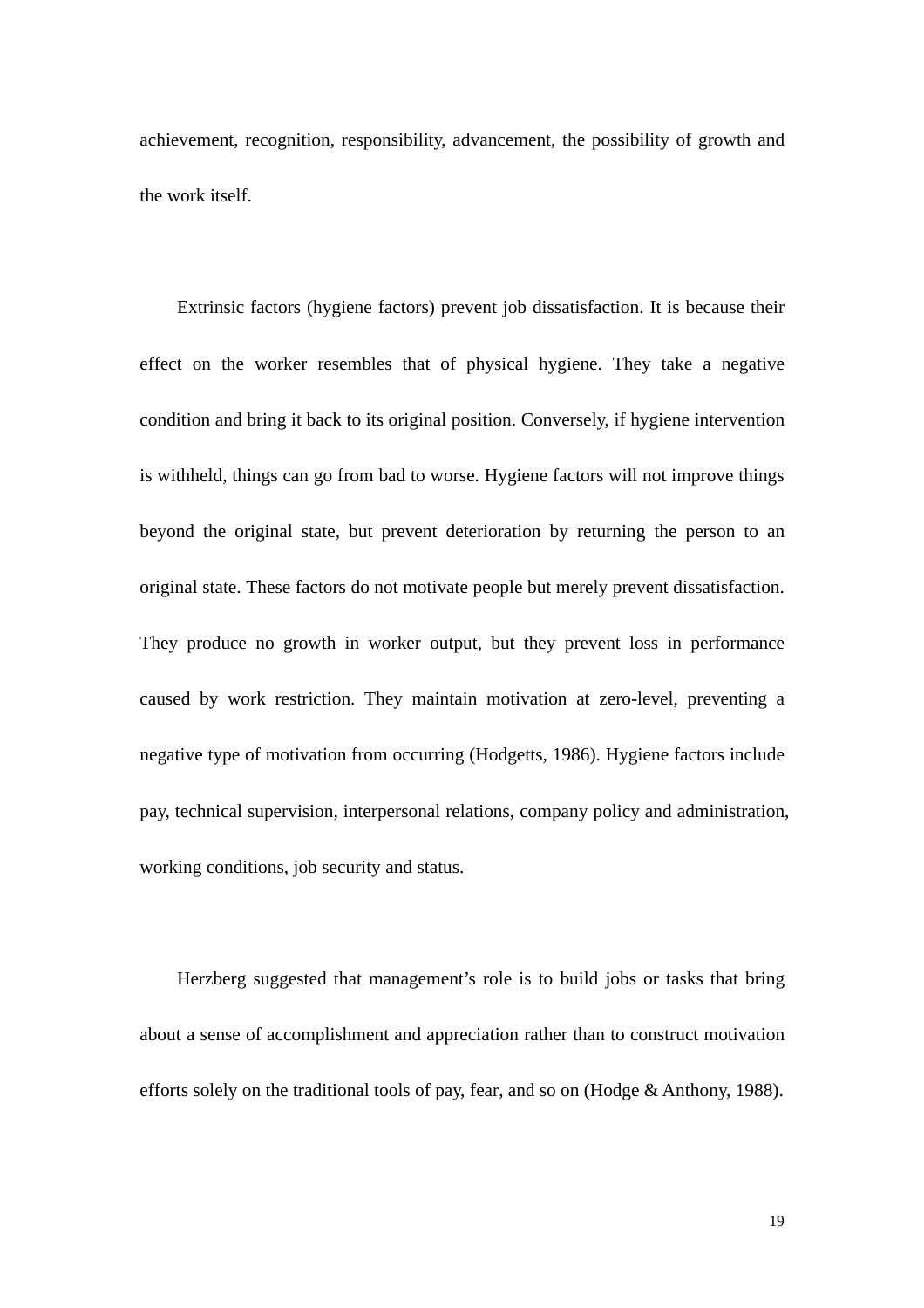achievement, recognition, responsibility, advancement, the possibility of growth and the work itself.

Extrinsic factors (hygiene factors) prevent job dissatisfaction. It is because their effect on the worker resembles that of physical hygiene. They take a negative condition and bring it back to its original position. Conversely, if hygiene intervention is withheld, things can go from bad to worse. Hygiene factors will not improve things beyond the original state, but prevent deterioration by returning the person to an original state. These factors do not motivate people but merely prevent dissatisfaction. They produce no growth in worker output, but they prevent loss in performance caused by work restriction. They maintain motivation at zero-level, preventing a negative type of motivation from occurring (Hodgetts, 1986). Hygiene factors include pay, technical supervision, interpersonal relations, company policy and administration, working conditions, job security and status.

Herzberg suggested that management's role is to build jobs or tasks that bring about a sense of accomplishment and appreciation rather than to construct motivation efforts solely on the traditional tools of pay, fear, and so on (Hodge & Anthony, 1988).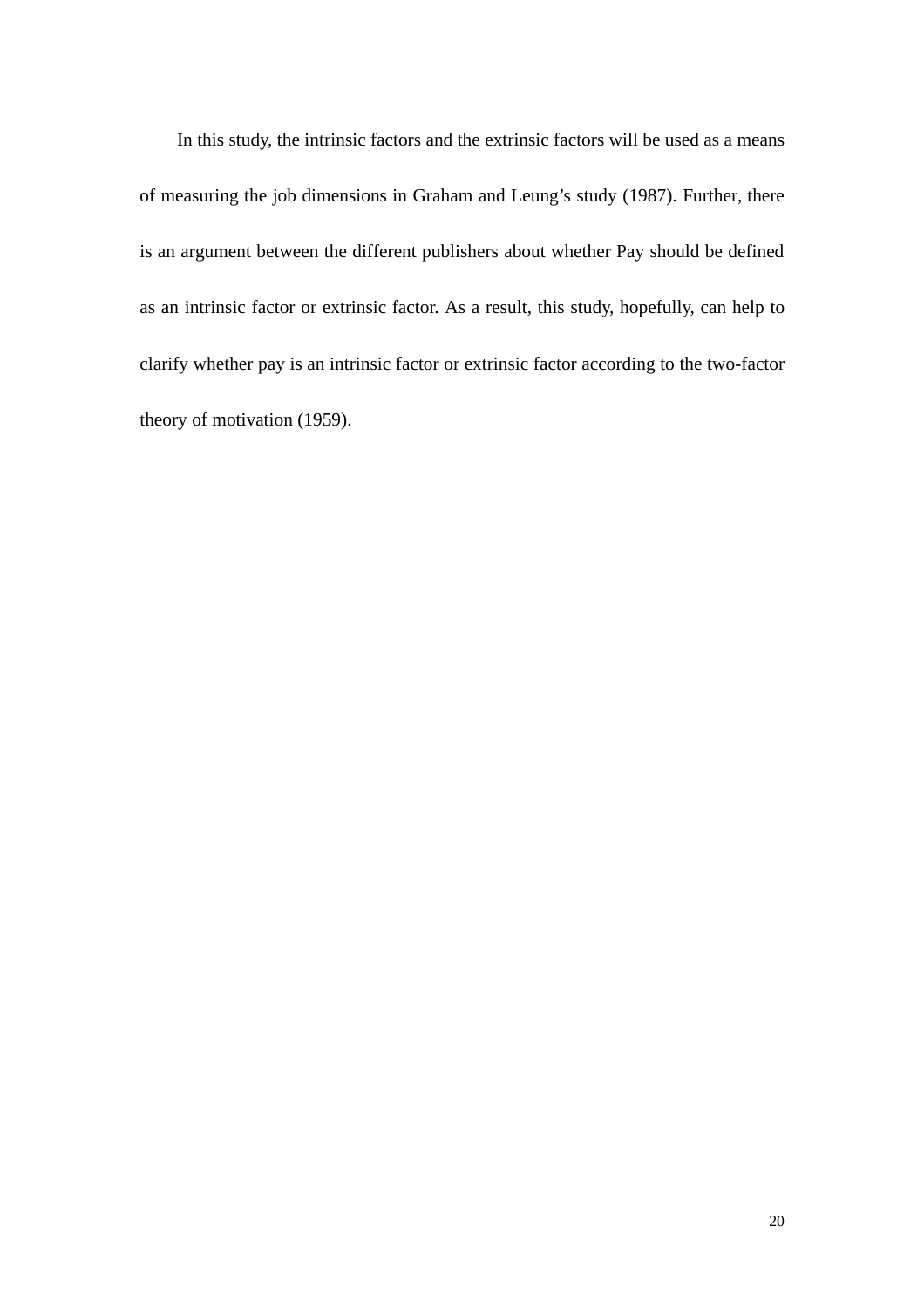In this study, the intrinsic factors and the extrinsic factors will be used as a means of measuring the job dimensions in Graham and Leung's study (1987). Further, there is an argument between the different publishers about whether Pay should be defined as an intrinsic factor or extrinsic factor. As a result, this study, hopefully, can help to clarify whether pay is an intrinsic factor or extrinsic factor according to the two-factor theory of motivation (1959).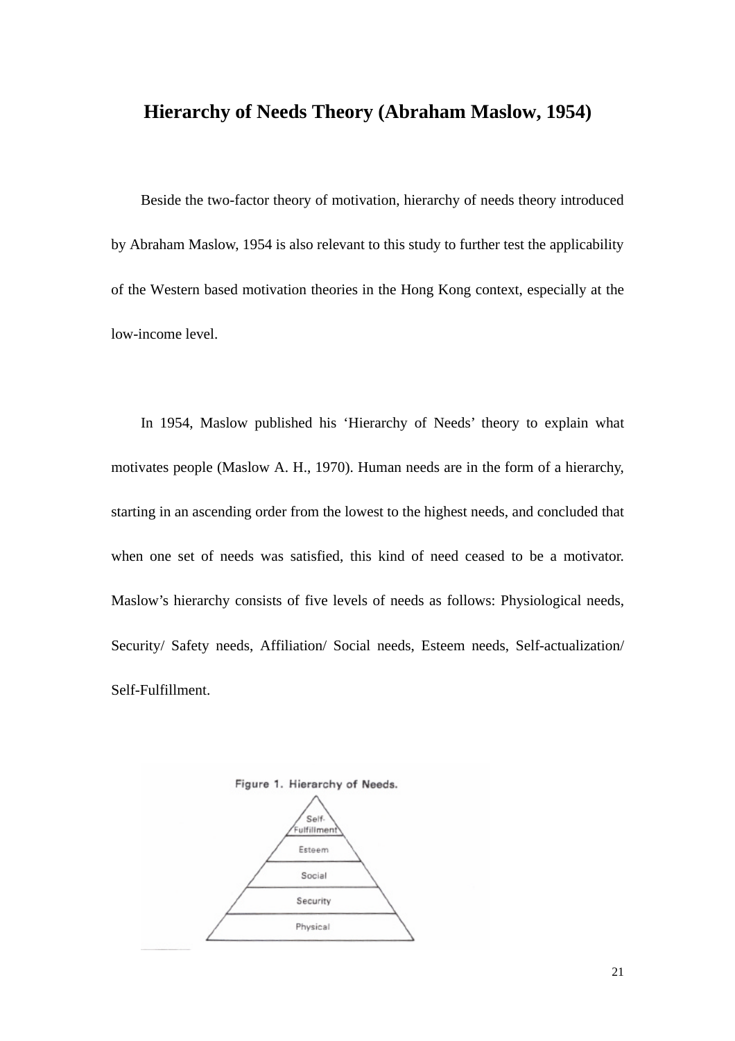# Hierarchy of Needs Theory (Abraham Maslow, 1954)

Beside the two-factor theory of motivation, hierarchy of needs theory introduced by Abraham Maslow, 1954 is also relevant to this study to further test the applicability of the Western based motivation theories in the Hong Kong context, especially at the low-income level.

In 1954, Maslow published his 'Hierarchy of Needs' theory to explain what motivates people (Maslow A. H., 1970). Human needs are in the form of a hierarchy, starting in an ascending order from the lowest to the highest needs, and concluded that when one set of needs was satisfied, this kind of need ceased to be a motivator. Maslow's hierarchy consists of five levels of needs as follows: Physiological needs, Security/ Safety needs, Affiliation/ Social needs, Esteem needs, Self-actualization/ Self-Fulfillment.

Figure 1. Hierarchy of Needs.

Self-Fulfillment

Esteem

Social

Security

Physical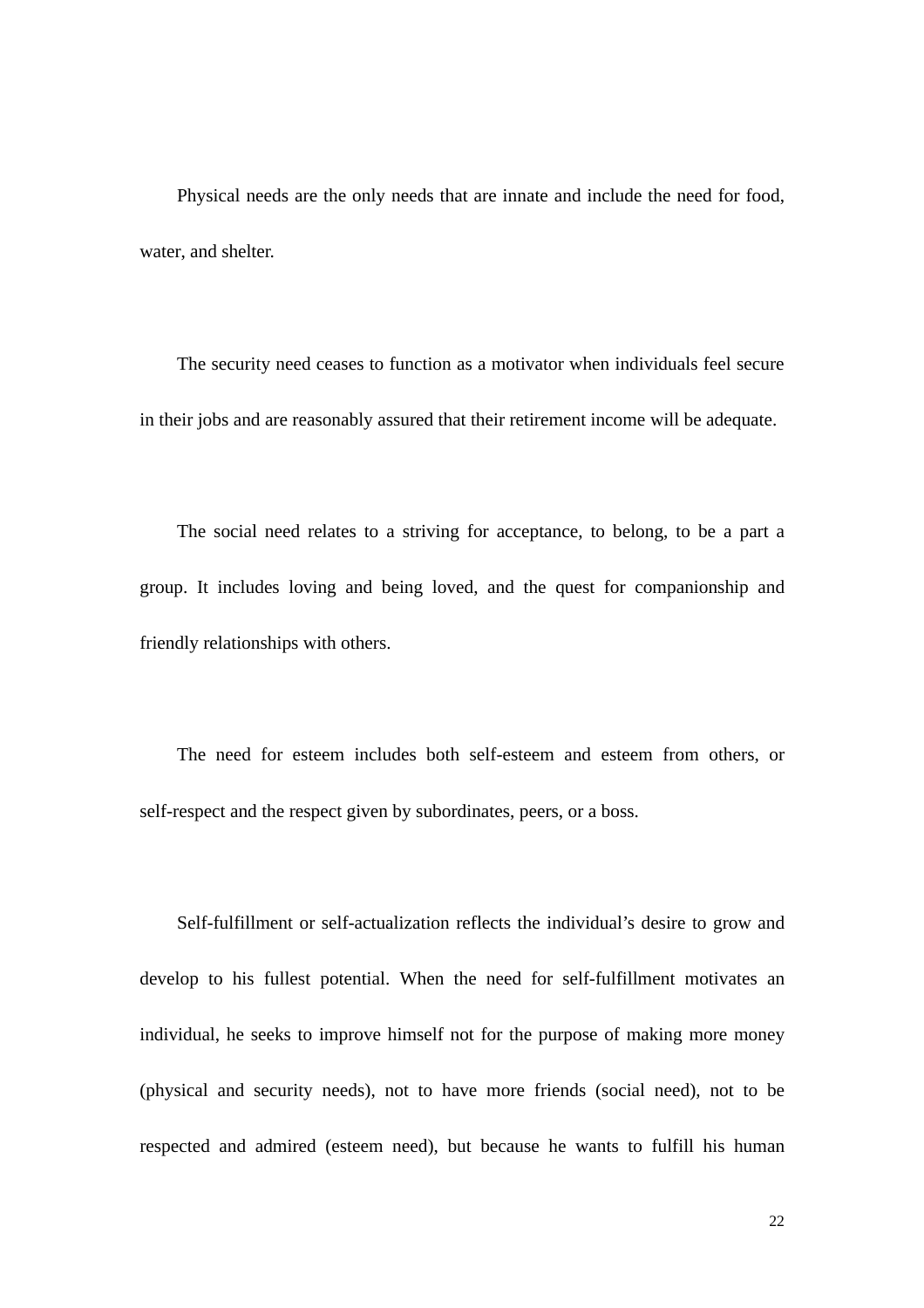Physical needs are the only needs that are innate and include the need for food, water, and shelter.

The security need ceases to function as a motivator when individuals feel secure in their jobs and are reasonably assured that their retirement income will be adequate.

The social need relates to a striving for acceptance, to belong, to be a part a group. It includes loving and being loved, and the quest for companionship and friendly relationships with others.

The need for esteem includes both self-esteem and esteem from others, or self-respect and the respect given by subordinates, peers, or a boss.

Self-fulfillment or self-actualization reflects the individual's desire to grow and develop to his fullest potential. When the need for self-fulfillment motivates an individual, he seeks to improve himself not for the purpose of making more money (physical and security needs), not to have more friends (social need), not to be respected and admired (esteem need), but because he wants to fulfill his human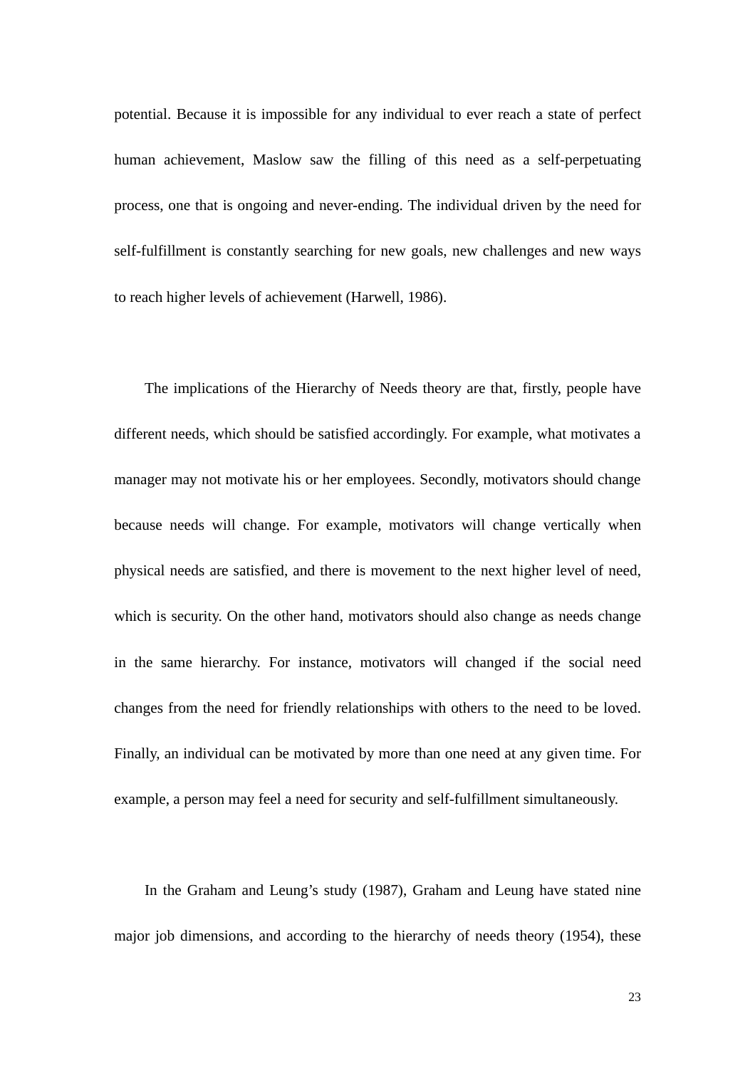potential. Because it is impossible for any individual to ever reach a state of perfect human achievement, Maslow saw the filling of this need as a self-perpetuating process, one that is ongoing and never-ending. The individual driven by the need for self-fulfillment is constantly searching for new goals, new challenges and new ways to reach higher levels of achievement (Harwell, 1986).

The implications of the Hierarchy of Needs theory are that, firstly, people have different needs, which should be satisfied accordingly. For example, what motivates a manager may not motivate his or her employees. Secondly, motivators should change because needs will change. For example, motivators will change vertically when physical needs are satisfied, and there is movement to the next higher level of need, which is security. On the other hand, motivators should also change as needs change in the same hierarchy. For instance, motivators will changed if the social need changes from the need for friendly relationships with others to the need to be loved. Finally, an individual can be motivated by more than one need at any given time. For example, a person may feel a need for security and self-fulfillment simultaneously.

In the Graham and Leung's study (1987), Graham and Leung have stated nine major job dimensions, and according to the hierarchy of needs theory (1954), these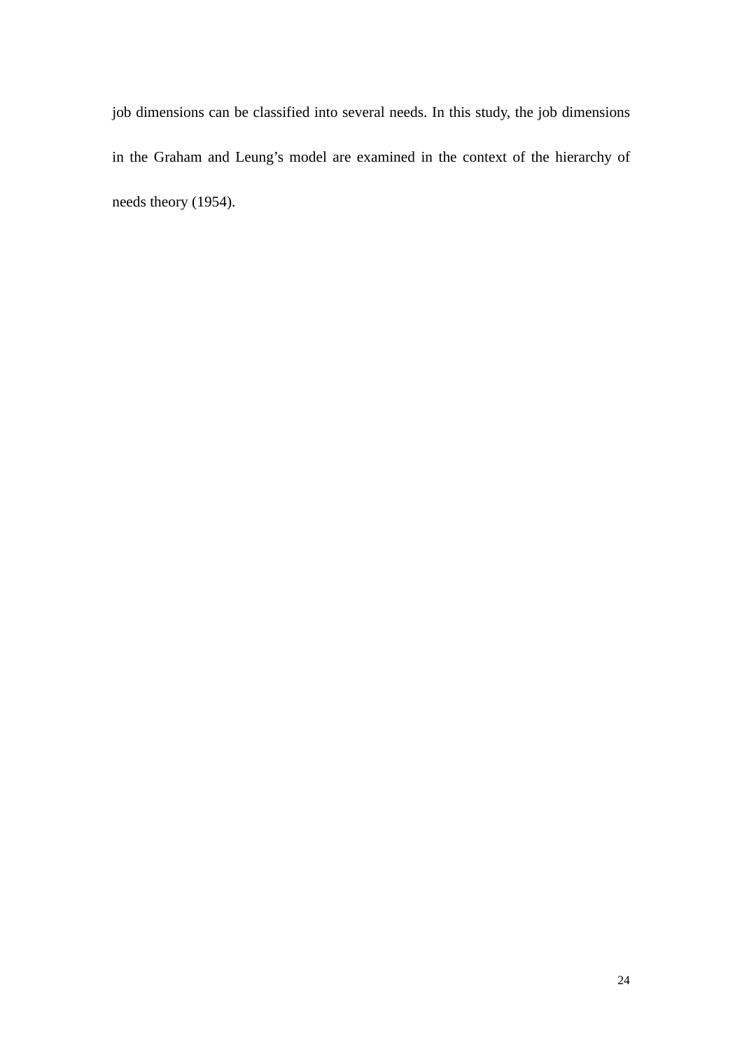job dimensions can be classified into several needs. In this study, the job dimensions in the Graham and Leung's model are examined in the context of the hierarchy of needs theory (1954).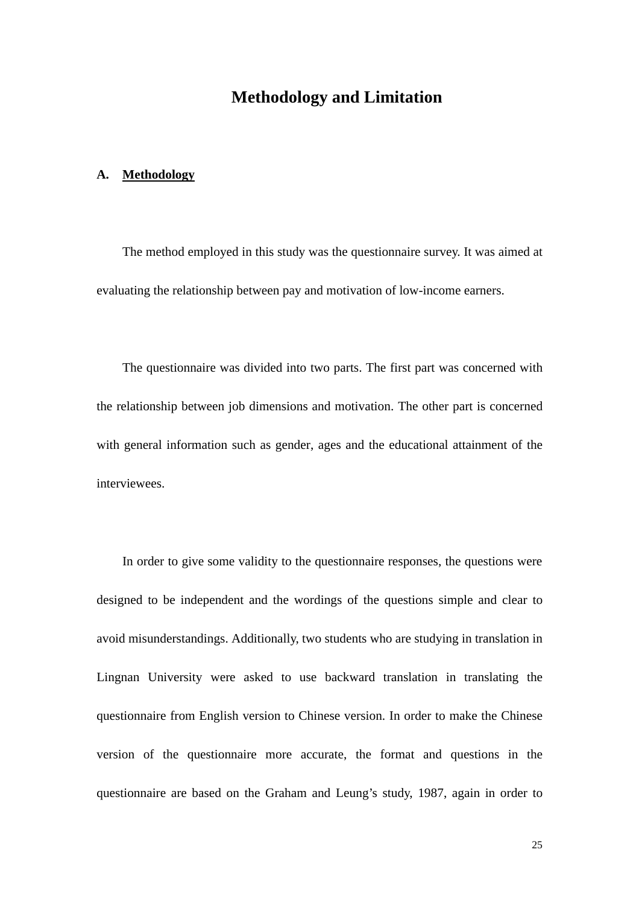# Methodology and Limitation

## A. Methodology

The method employed in this study was the questionnaire survey. It was aimed at evaluating the relationship between pay and motivation of low-income earners.

The questionnaire was divided into two parts. The first part was concerned with the relationship between job dimensions and motivation. The other part is concerned with general information such as gender, ages and the educational attainment of the interviewees.

In order to give some validity to the questionnaire responses, the questions were designed to be independent and the wordings of the questions simple and clear to avoid misunderstandings. Additionally, two students who are studying in translation in Lingnan University were asked to use backward translation in translating the questionnaire from English version to Chinese version. In order to make the Chinese version of the questionnaire more accurate, the format and questions in the questionnaire are based on the Graham and Leung's study, 1987, again in order to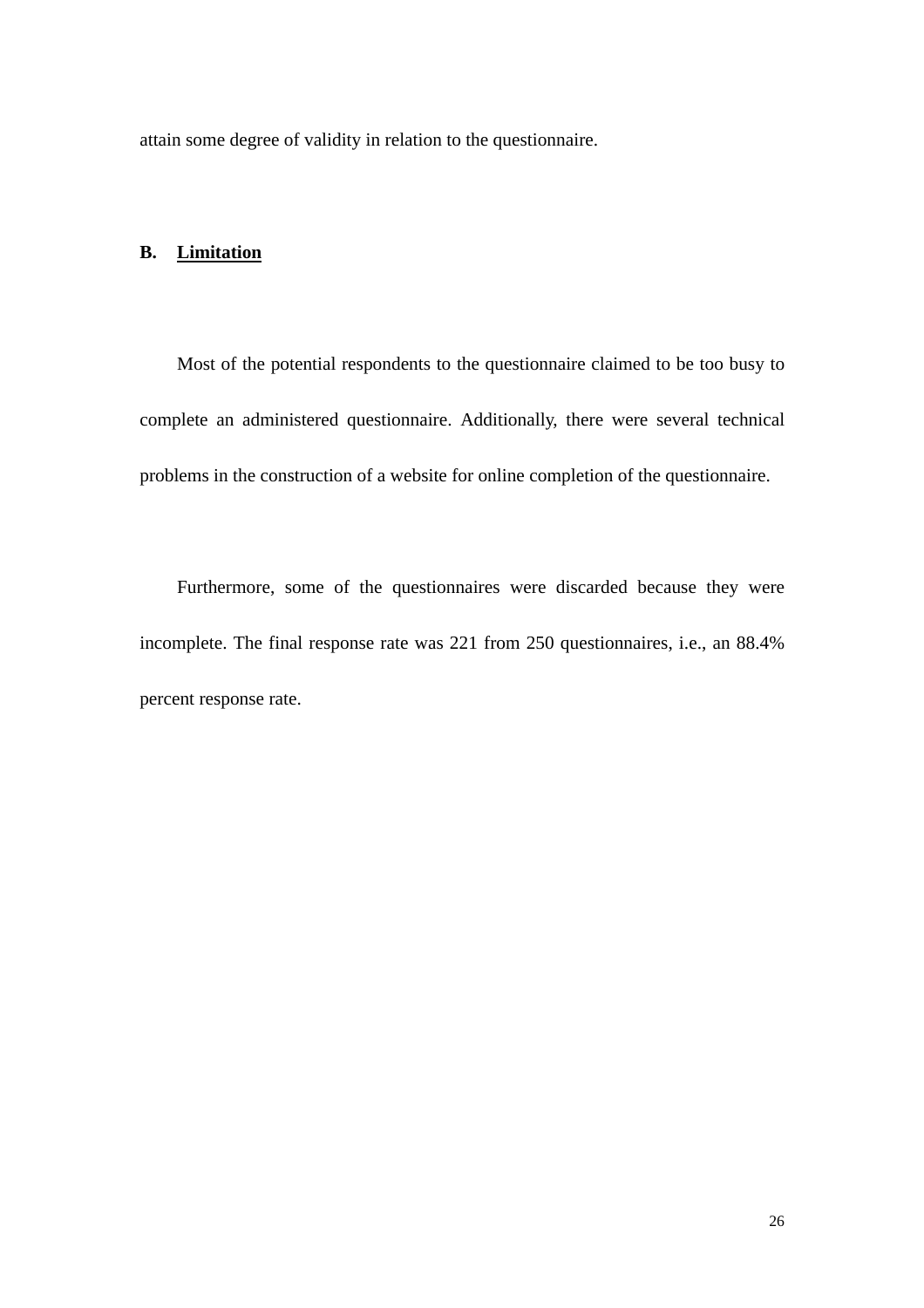attain some degree of validity in relation to the questionnaire.

## B. <u>Limitation</u>

Most of the potential respondents to the questionnaire claimed to be too busy to complete an administered questionnaire. Additionally, there were several technical problems in the construction of a website for online completion of the questionnaire.

Furthermore, some of the questionnaires were discarded because they were incomplete. The final response rate was 221 from 250 questionnaires, i.e., an 88.4% percent response rate.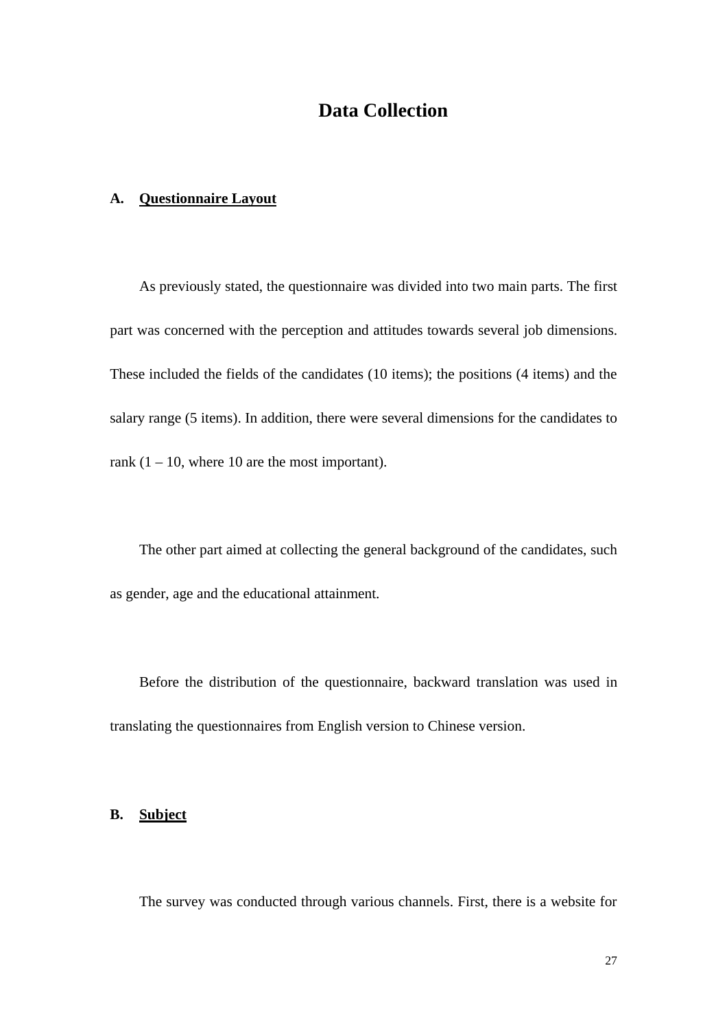# Data Collection

## A. Questionnaire Layout

As previously stated, the questionnaire was divided into two main parts. The first part was concerned with the perception and attitudes towards several job dimensions. These included the fields of the candidates (10 items); the positions (4 items) and the salary range (5 items). In addition, there were several dimensions for the candidates to rank (1 – 10, where 10 are the most important).

The other part aimed at collecting the general background of the candidates, such as gender, age and the educational attainment.

Before the distribution of the questionnaire, backward translation was used in translating the questionnaires from English version to Chinese version.

## B. Subject

The survey was conducted through various channels. First, there is a website for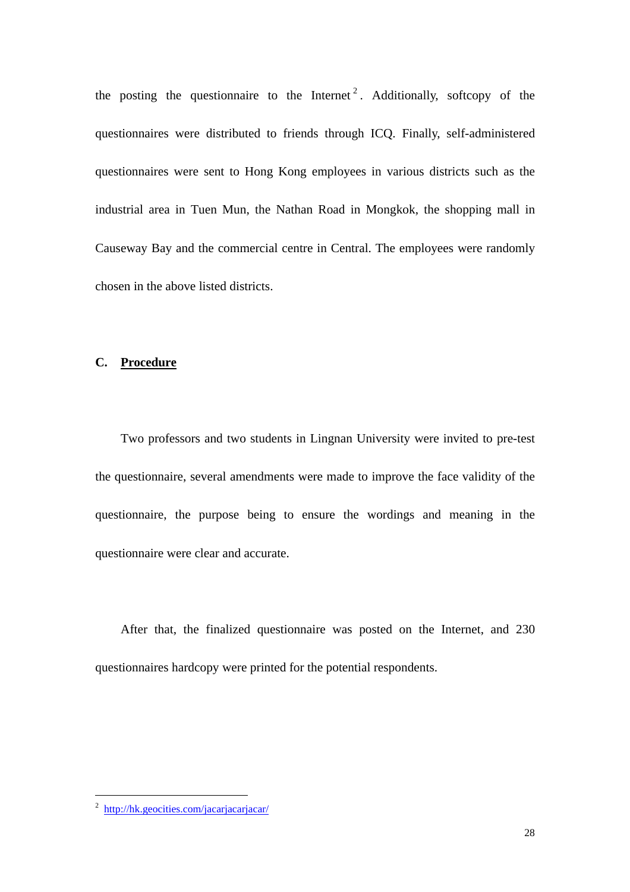the posting the questionnaire to the Internet [2]. Additionally, softcopy of the questionnaires were distributed to friends through ICQ. Finally, self-administered questionnaires were sent to Hong Kong employees in various districts such as the industrial area in Tuen Mun, the Nathan Road in Mongkok, the shopping mall in Causeway Bay and the commercial centre in Central. The employees were randomly chosen in the above listed districts.

### C. <u>Procedure</u>

Two professors and two students in Lingnan University were invited to pre-test the questionnaire, several amendments were made to improve the face validity of the questionnaire, the purpose being to ensure the wordings and meaning in the questionnaire were clear and accurate.

After that, the finalized questionnaire was posted on the Internet, and 230 questionnaires hardcopy were printed for the potential respondents.

---

[2] http://hk.geocities.com/jacarjacarjacar/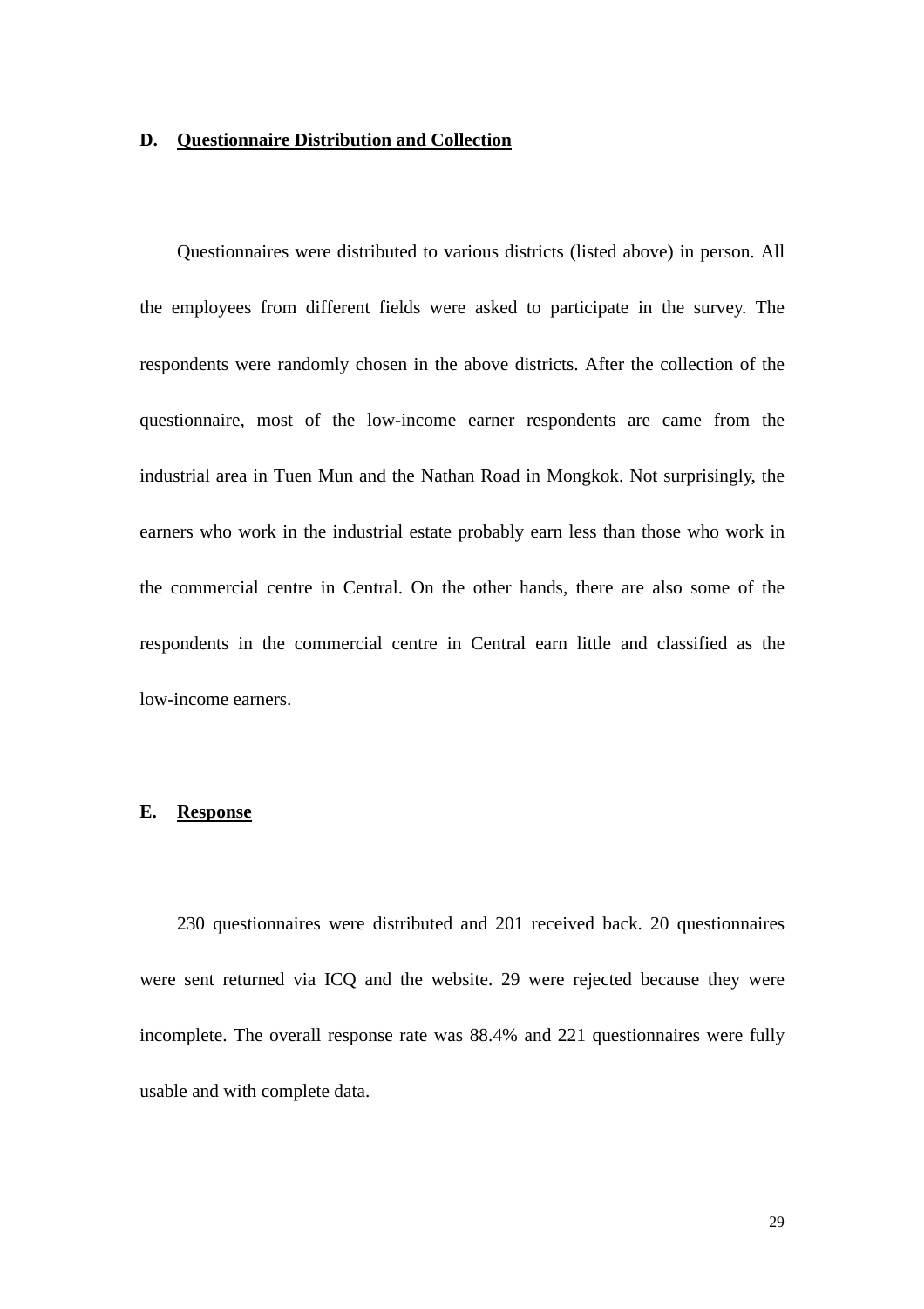## D. Questionnaire Distribution and Collection

Questionnaires were distributed to various districts (listed above) in person. All the employees from different fields were asked to participate in the survey. The respondents were randomly chosen in the above districts. After the collection of the questionnaire, most of the low-income earner respondents are came from the industrial area in Tuen Mun and the Nathan Road in Mongkok. Not surprisingly, the earners who work in the industrial estate probably earn less than those who work in the commercial centre in Central. On the other hands, there are also some of the respondents in the commercial centre in Central earn little and classified as the low-income earners.

## E. Response

230 questionnaires were distributed and 201 received back. 20 questionnaires were sent returned via ICQ and the website. 29 were rejected because they were incomplete. The overall response rate was 88.4% and 221 questionnaires were fully usable and with complete data.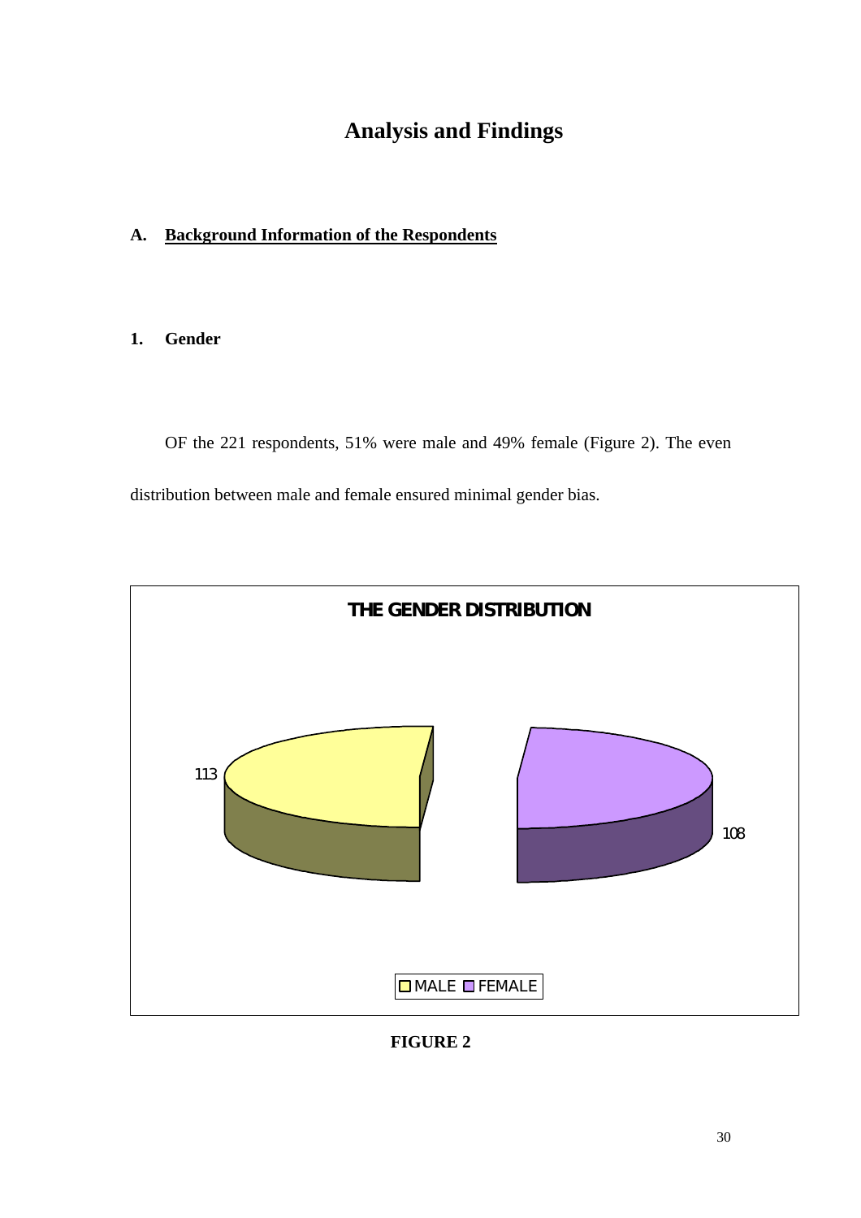# Analysis and Findings

## A. Background Information of the Respondents

### 1. Gender

OF the 221 respondents, 51% were male and 49% female (Figure 2). The even distribution between male and female ensured minimal gender bias.

**THE GENDER DISTRIBUTION**

| | |
|---|---|
| MALE | 113 |
| FEMALE | 108 |

**FIGURE 2**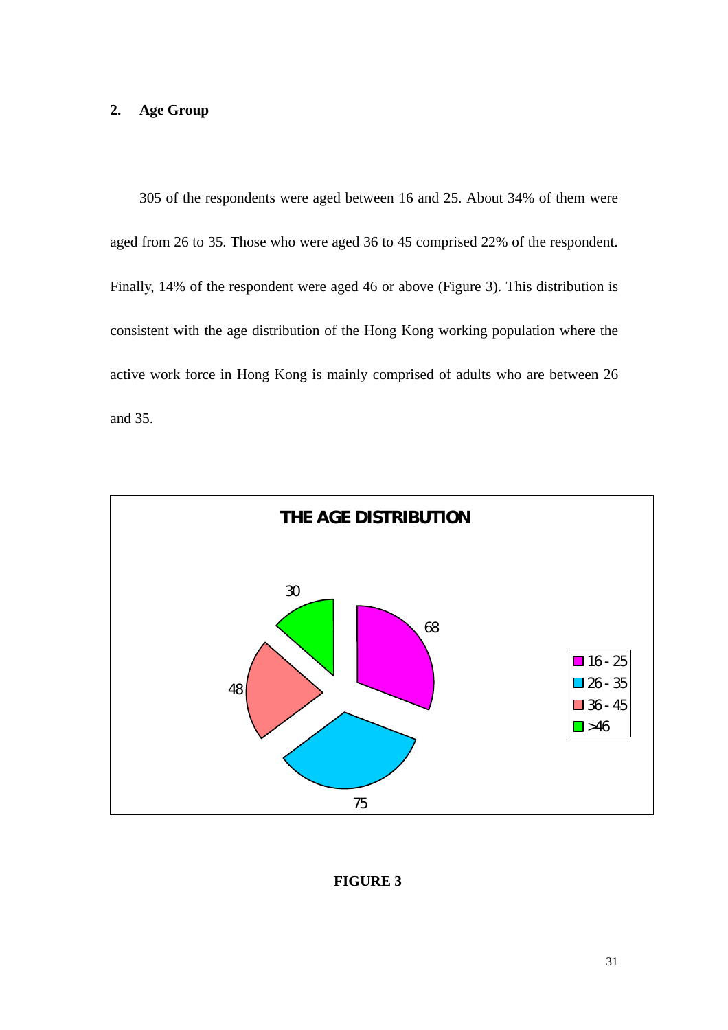## 2. Age Group

305 of the respondents were aged between 16 and 25. About 34% of them were aged from 26 to 35. Those who were aged 36 to 45 comprised 22% of the respondent. Finally, 14% of the respondent were aged 46 or above (Figure 3). This distribution is consistent with the age distribution of the Hong Kong working population where the active work force in Hong Kong is mainly comprised of adults who are between 26 and 35.

**THE AGE DISTRIBUTION**

| Age group | Respondents |
|---|---|
| 16 - 25 | 68 |
| 26 - 35 | 75 |
| 36 - 45 | 48 |
| >46 | 30 |

**FIGURE 3**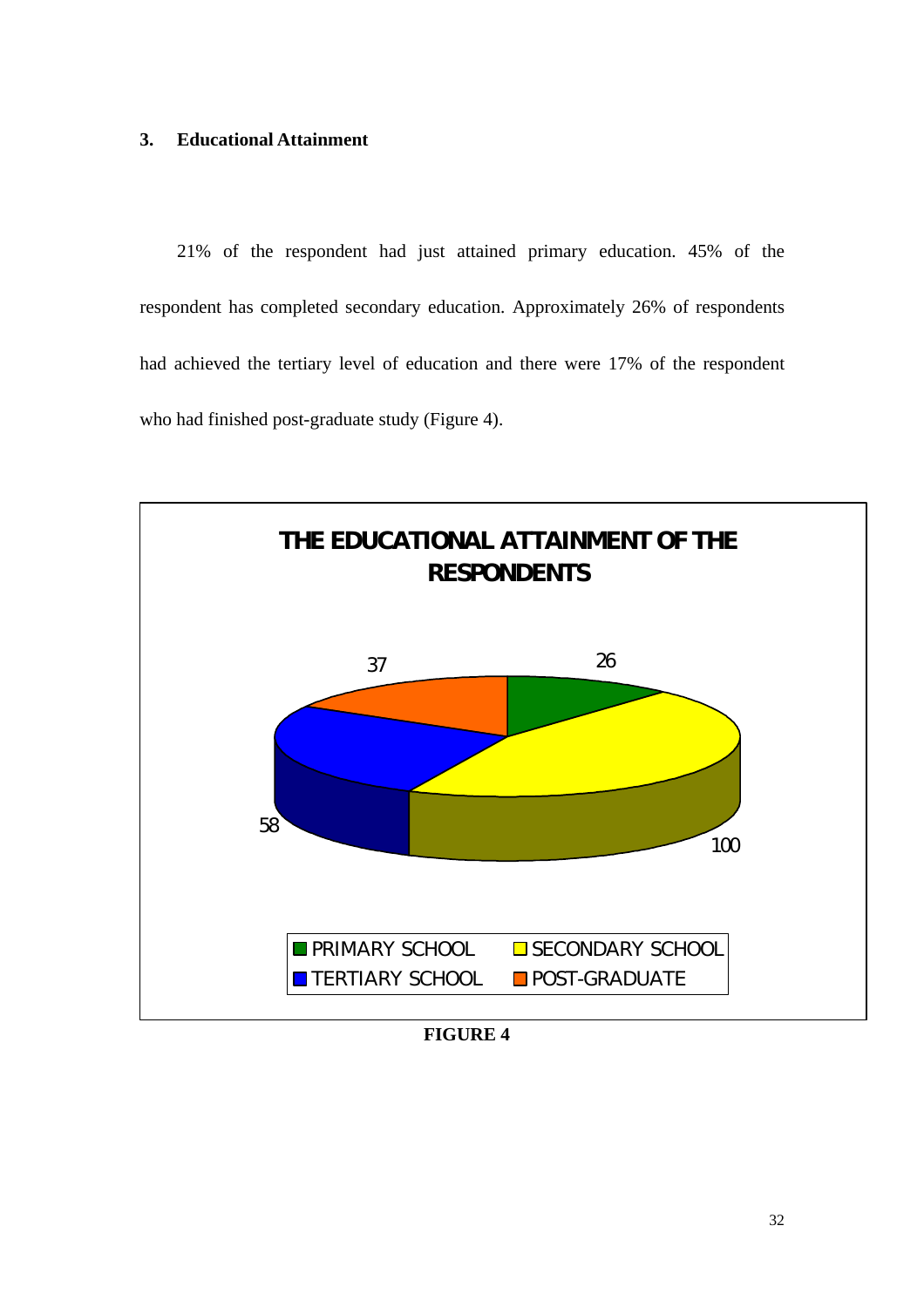### 3. Educational Attainment

21% of the respondent had just attained primary education. 45% of the respondent has completed secondary education. Approximately 26% of respondents had achieved the tertiary level of education and there were 17% of the respondent who had finished post-graduate study (Figure 4).

**THE EDUCATIONAL ATTAINMENT OF THE RESPONDENTS**

| Category | Value |
|---|---|
| PRIMARY SCHOOL | 26 |
| SECONDARY SCHOOL | 100 |
| TERTIARY SCHOOL | 58 |
| POST-GRADUATE | 37 |

**FIGURE 4**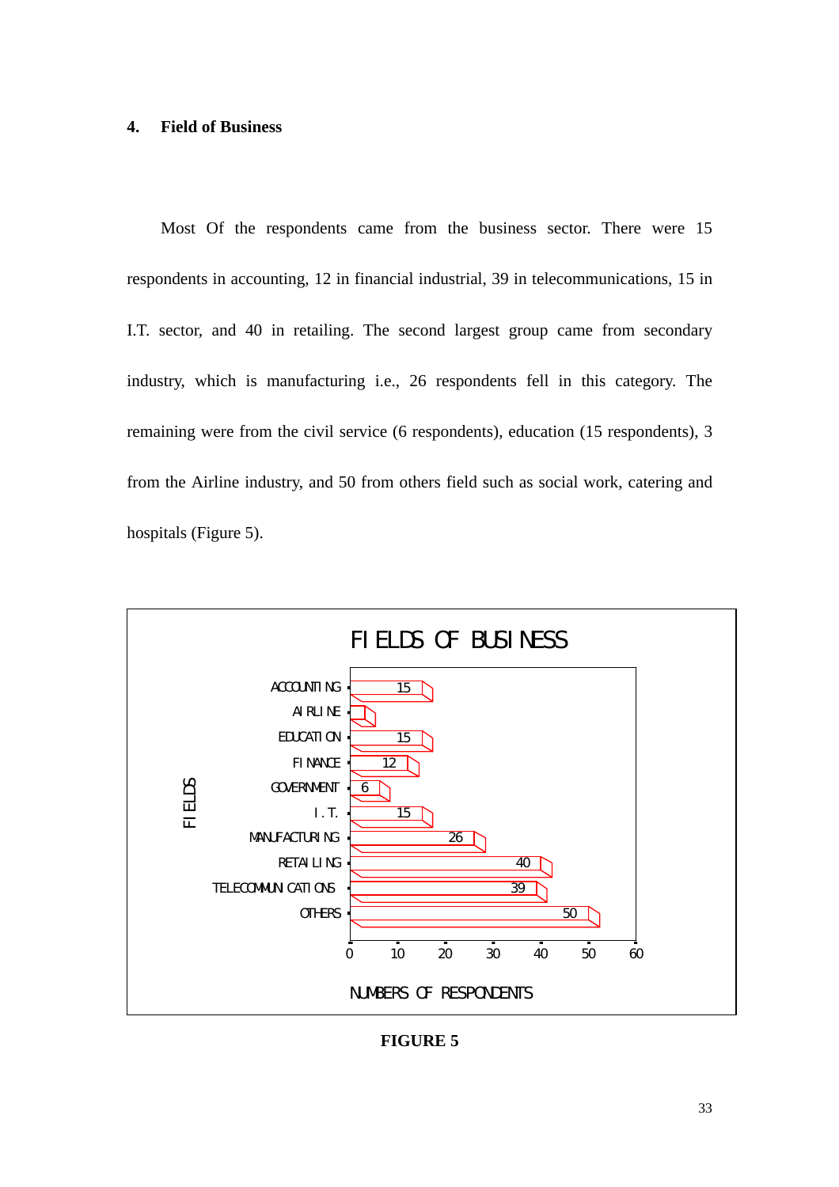## 4. Field of Business

Most Of the respondents came from the business sector. There were 15 respondents in accounting, 12 in financial industrial, 39 in telecommunications, 15 in I.T. sector, and 40 in retailing. The second largest group came from secondary industry, which is manufacturing i.e., 26 respondents fell in this category. The remaining were from the civil service (6 respondents), education (15 respondents), 3 from the Airline industry, and 50 from others field such as social work, catering and hospitals (Figure 5).

FIELDS OF BUSINESS

| FIELDS | NUMBERS OF RESPONDENTS |
|---|---|
| ACCOUNTING | 15 |
| AIRLINE | |
| EDUCATION | 15 |
| FINANCE | 12 |
| GOVERNMENT | 6 |
| I.T. | 15 |
| MANUFACTURING | 26 |
| RETAILING | 40 |
| TELECOMMUNICATIONS | 39 |
| OTHERS | 50 |

**FIGURE 5**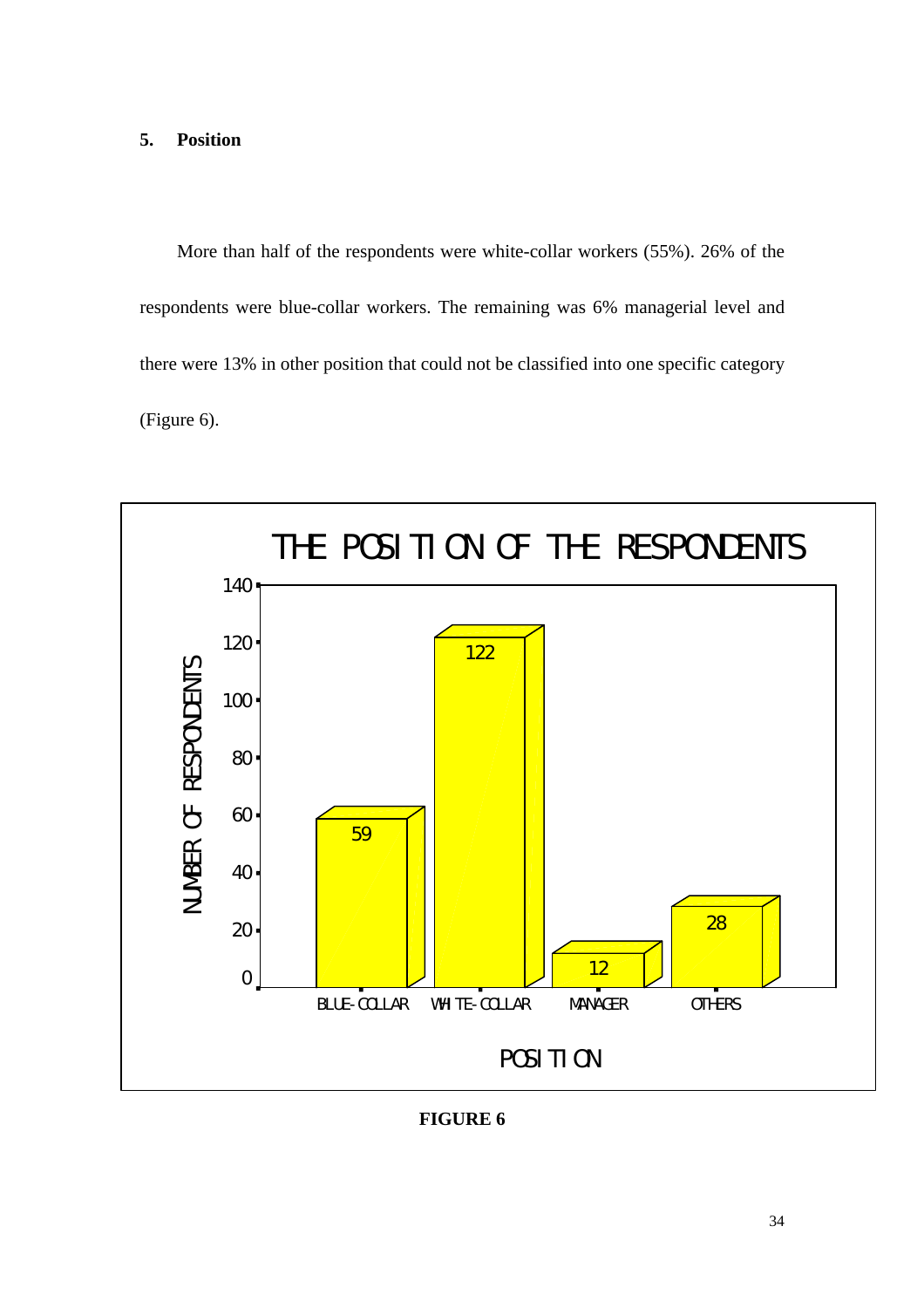### 5. Position

More than half of the respondents were white-collar workers (55%). 26% of the respondents were blue-collar workers. The remaining was 6% managerial level and there were 13% in other position that could not be classified into one specific category (Figure 6).

**FIGURE 6**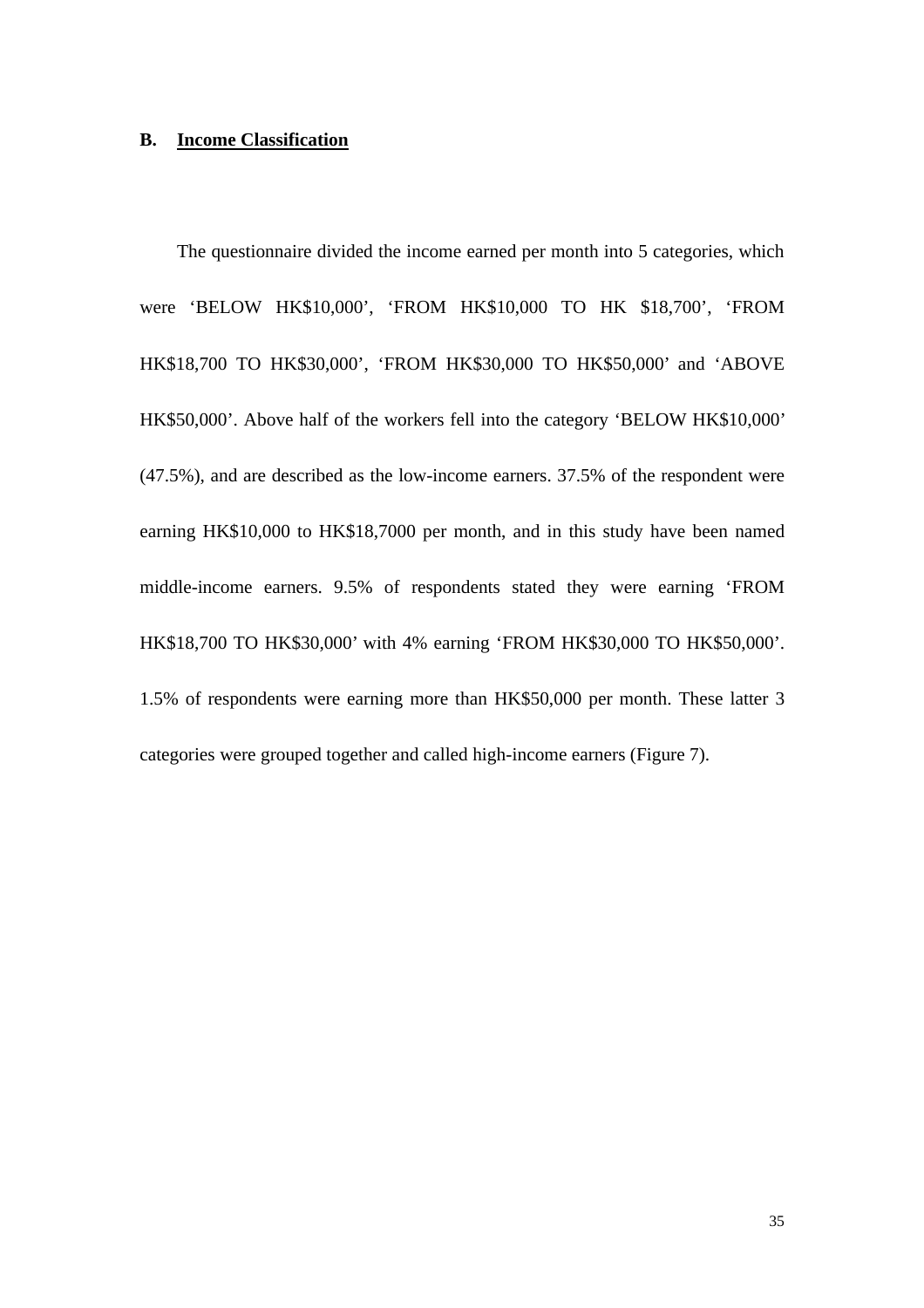## B. Income Classification

The questionnaire divided the income earned per month into 5 categories, which were 'BELOW HK$10,000', 'FROM HK$10,000 TO HK $18,700', 'FROM HK$18,700 TO HK$30,000', 'FROM HK$30,000 TO HK$50,000' and 'ABOVE HK$50,000'. Above half of the workers fell into the category 'BELOW HK$10,000' (47.5%), and are described as the low-income earners. 37.5% of the respondent were earning HK$10,000 to HK$18,7000 per month, and in this study have been named middle-income earners. 9.5% of respondents stated they were earning 'FROM HK$18,700 TO HK$30,000' with 4% earning 'FROM HK$30,000 TO HK$50,000'. 1.5% of respondents were earning more than HK$50,000 per month. These latter 3 categories were grouped together and called high-income earners (Figure 7).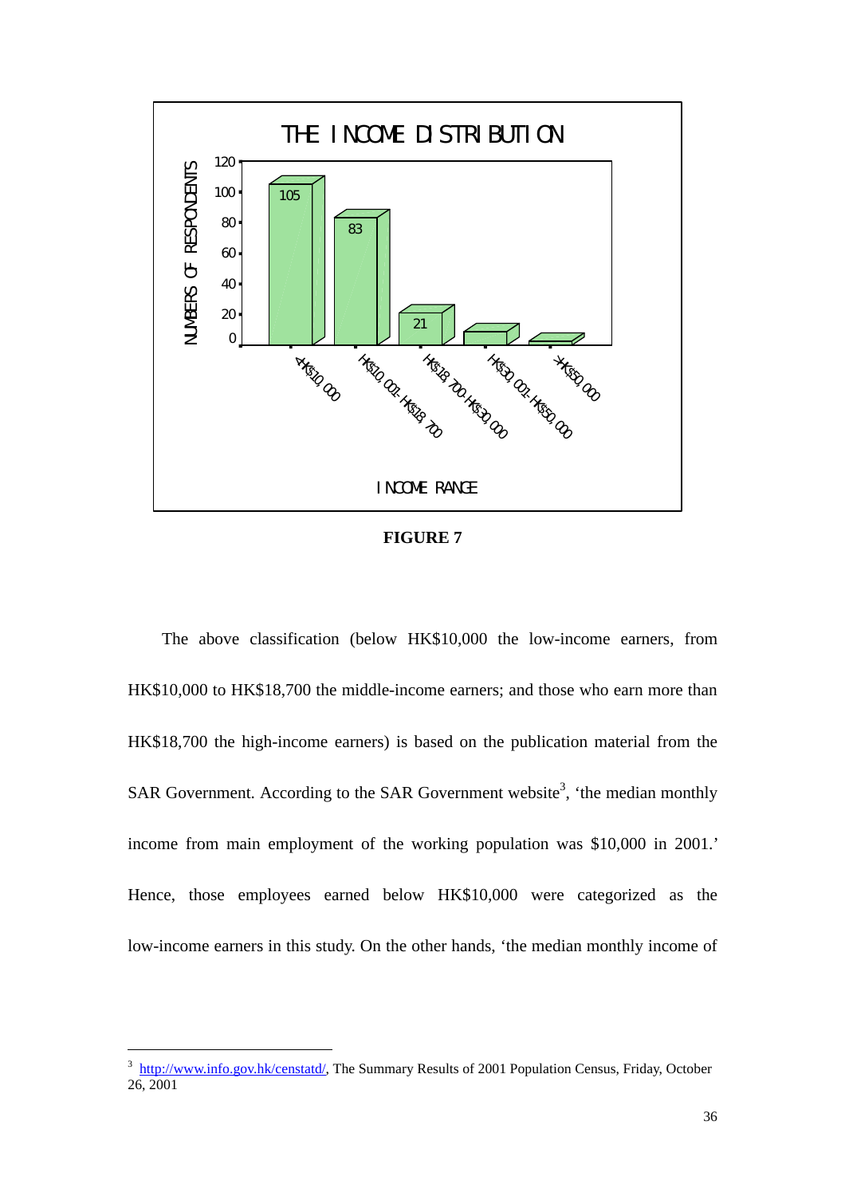THE INCOME DISTRIBUTION

| INCOME RANGE | NUMBERS OF RESPONDENTS |
|---|---|
| <HK$10,000 | 105 |
| HK$10,001-HK$18,700 | 83 |
| HK$18,700-HK$30,000 | 21 |
| HK$30,001-HK$50,000 | |
| >HK$50,000 | |

**FIGURE 7**

The above classification (below HK$10,000 the low-income earners, from HK$10,000 to HK$18,700 the middle-income earners; and those who earn more than HK$18,700 the high-income earners) is based on the publication material from the SAR Government. According to the SAR Government website[3], 'the median monthly income from main employment of the working population was $10,000 in 2001.' Hence, those employees earned below HK$10,000 were categorized as the low-income earners in this study. On the other hands, 'the median monthly income of

---

[3] http://www.info.gov.hk/censtatd/, The Summary Results of 2001 Population Census, Friday, October 26, 2001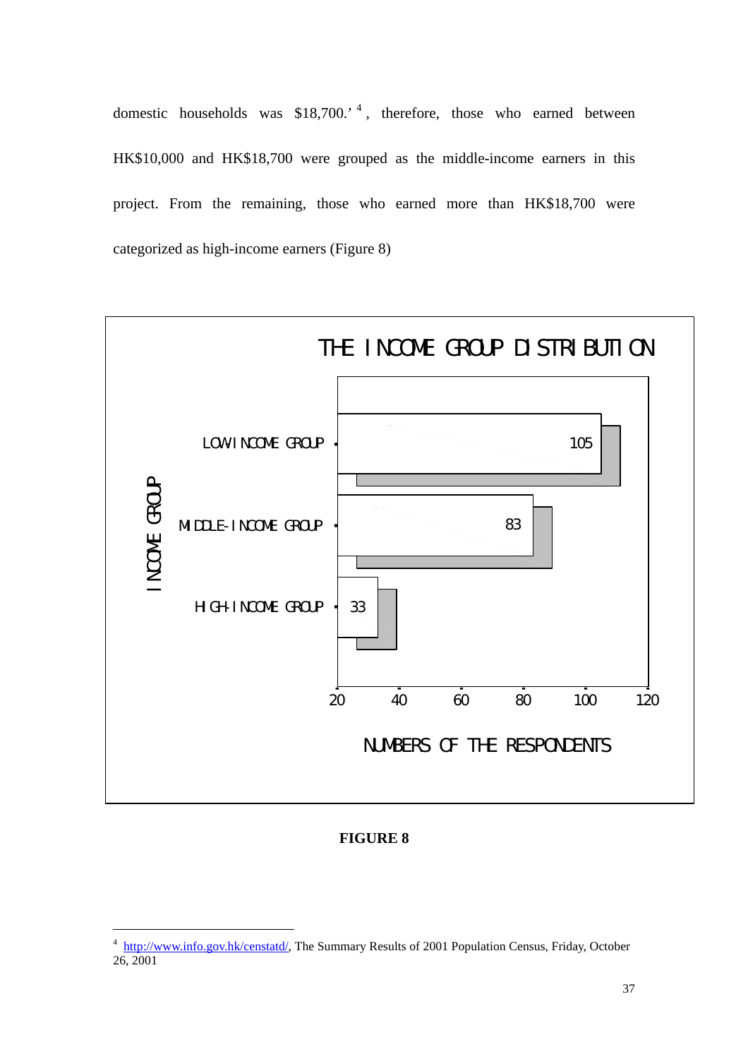domestic households was $18,700.'[4], therefore, those who earned between HK$10,000 and HK$18,700 were grouped as the middle-income earners in this project. From the remaining, those who earned more than HK$18,700 were categorized as high-income earners (Figure 8)

THE INCOME GROUP DISTRIBUTION

| INCOME GROUP | NUMBERS OF THE RESPONDENTS |
|---|---|
| LOW-INCOME GROUP | 105 |
| MIDDLE-INCOME GROUP | 83 |
| HIGH-INCOME GROUP | 33 |

**FIGURE 8**

---

[4] http://www.info.gov.hk/censtatd/, The Summary Results of 2001 Population Census, Friday, October 26, 2001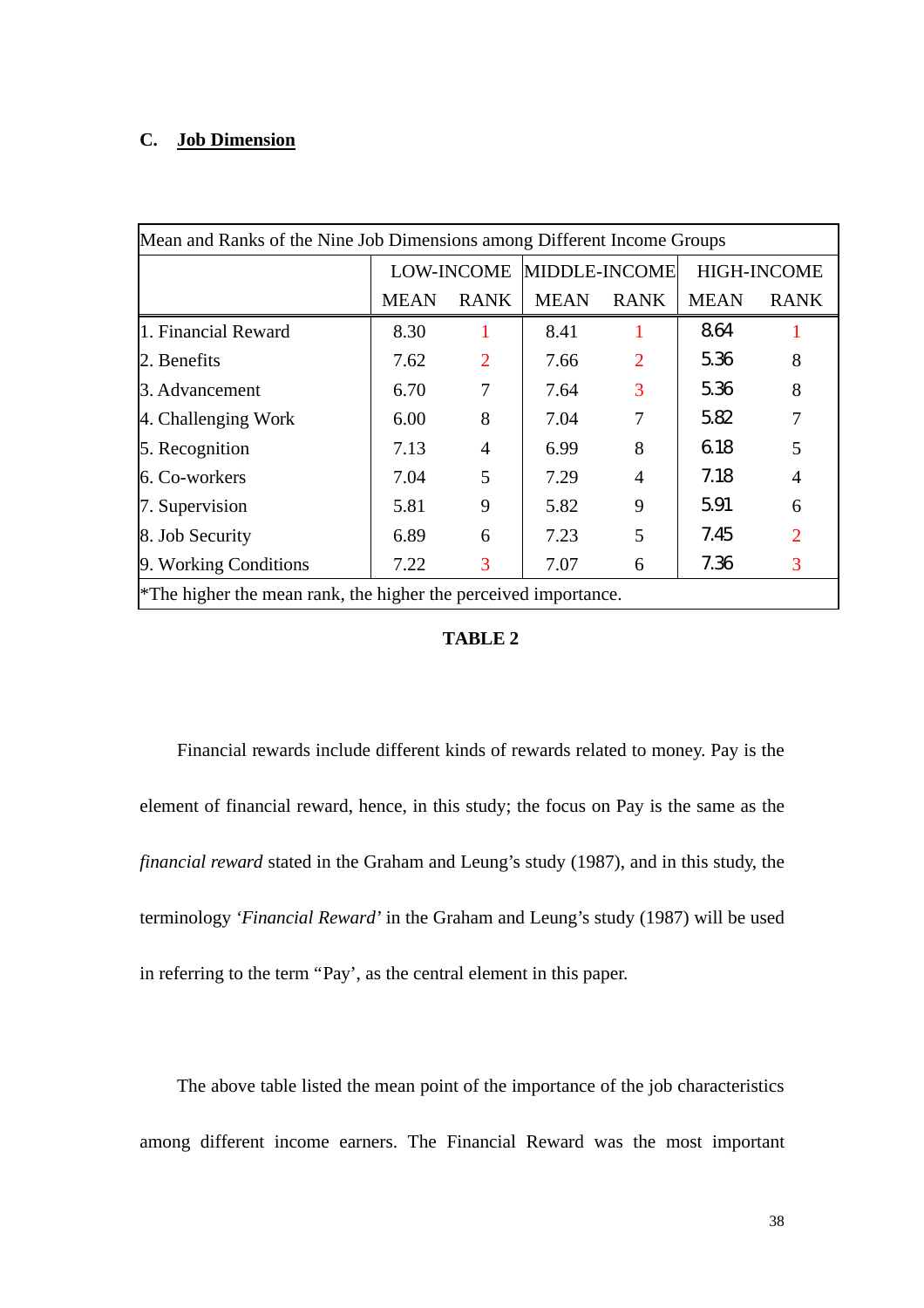### C. <u>Job Dimension</u>

| Mean and Ranks of the Nine Job Dimensions among Different Income Groups | | | | | | |
|---|---|---|---|---|---|---|
| | LOW-INCOME | | MIDDLE-INCOME | | HIGH-INCOME | |
| | MEAN | RANK | MEAN | RANK | MEAN | RANK |
| 1. Financial Reward | 8.30 | 1 | 8.41 | 1 | 8.64 | 1 |
| 2. Benefits | 7.62 | 2 | 7.66 | 2 | 5.36 | 8 |
| 3. Advancement | 6.70 | 7 | 7.64 | 3 | 5.36 | 8 |
| 4. Challenging Work | 6.00 | 8 | 7.04 | 7 | 5.82 | 7 |
| 5. Recognition | 7.13 | 4 | 6.99 | 8 | 6.18 | 5 |
| 6. Co-workers | 7.04 | 5 | 7.29 | 4 | 7.18 | 4 |
| 7. Supervision | 5.81 | 9 | 5.82 | 9 | 5.91 | 6 |
| 8. Job Security | 6.89 | 6 | 7.23 | 5 | 7.45 | 2 |
| 9. Working Conditions | 7.22 | 3 | 7.07 | 6 | 7.36 | 3 |
| *The higher the mean rank, the higher the perceived importance. | | | | | | |

**TABLE 2**

Financial rewards include different kinds of rewards related to money. Pay is the element of financial reward, hence, in this study; the focus on Pay is the same as the *financial reward* stated in the Graham and Leung's study (1987), and in this study, the terminology '*Financial Reward*' in the Graham and Leung's study (1987) will be used in referring to the term "Pay', as the central element in this paper.

The above table listed the mean point of the importance of the job characteristics among different income earners. The Financial Reward was the most important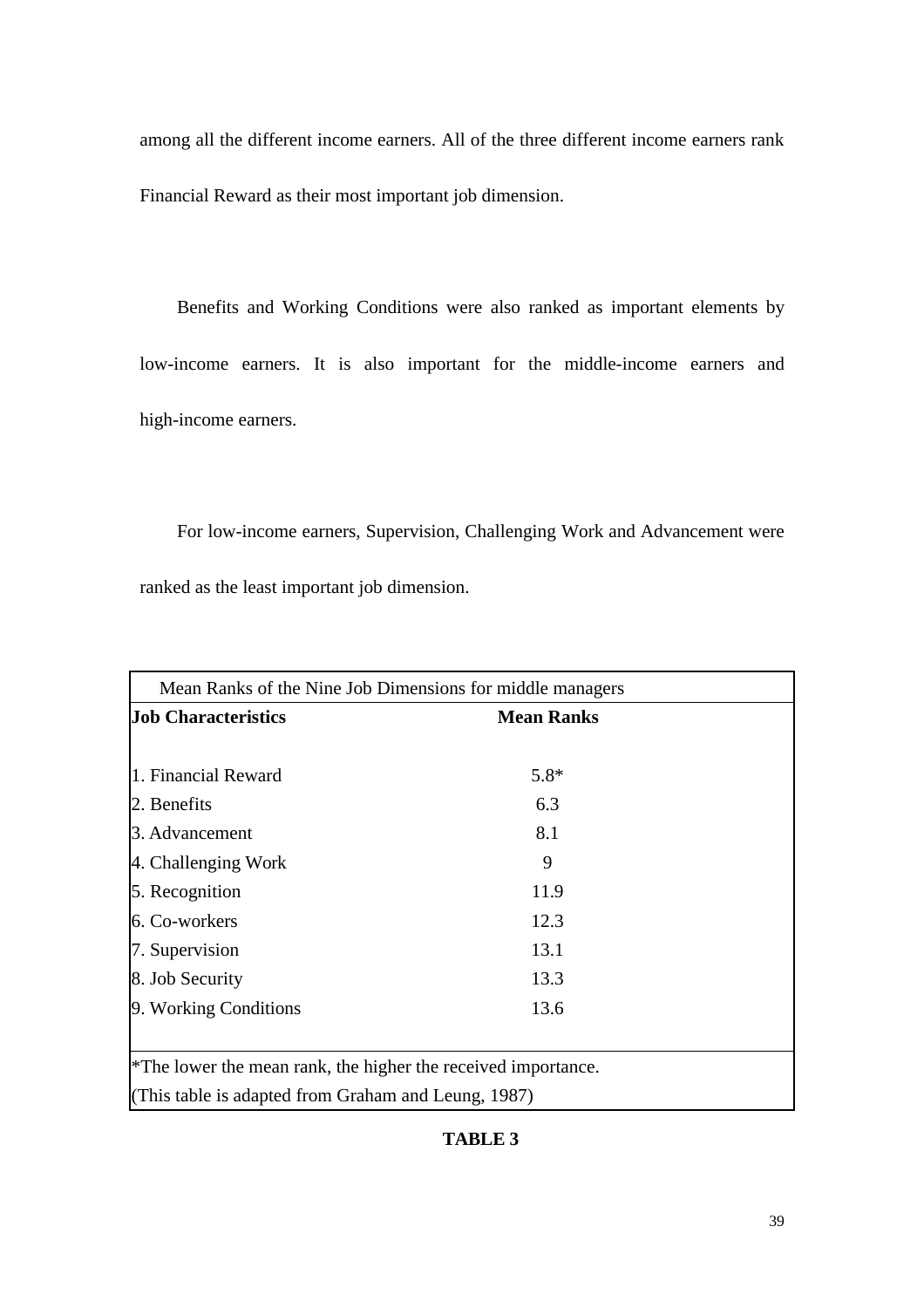among all the different income earners. All of the three different income earners rank Financial Reward as their most important job dimension.

Benefits and Working Conditions were also ranked as important elements by low-income earners. It is also important for the middle-income earners and high-income earners.

For low-income earners, Supervision, Challenging Work and Advancement were ranked as the least important job dimension.

| Mean Ranks of the Nine Job Dimensions for middle managers | |
|---|---|
| **Job Characteristics** | **Mean Ranks** |
| 1. Financial Reward | 5.8* |
| 2. Benefits | 6.3 |
| 3. Advancement | 8.1 |
| 4. Challenging Work | 9 |
| 5. Recognition | 11.9 |
| 6. Co-workers | 12.3 |
| 7. Supervision | 13.1 |
| 8. Job Security | 13.3 |
| 9. Working Conditions | 13.6 |

*The lower the mean rank, the higher the received importance.
(This table is adapted from Graham and Leung, 1987)

**TABLE 3**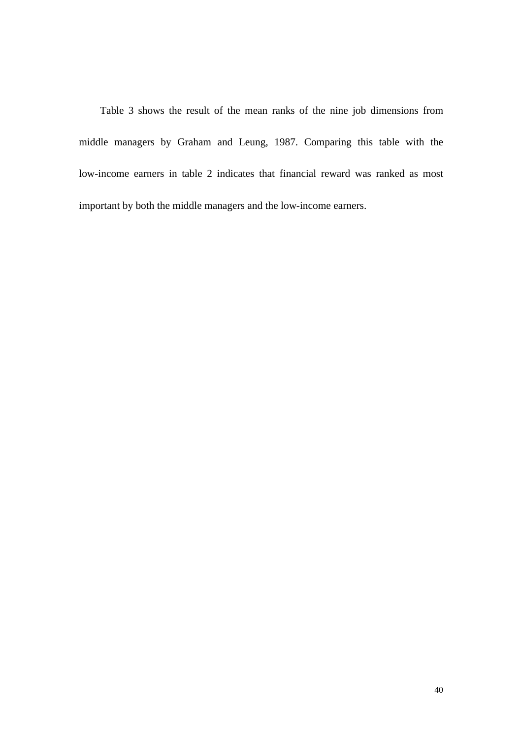Table 3 shows the result of the mean ranks of the nine job dimensions from middle managers by Graham and Leung, 1987. Comparing this table with the low-income earners in table 2 indicates that financial reward was ranked as most important by both the middle managers and the low-income earners.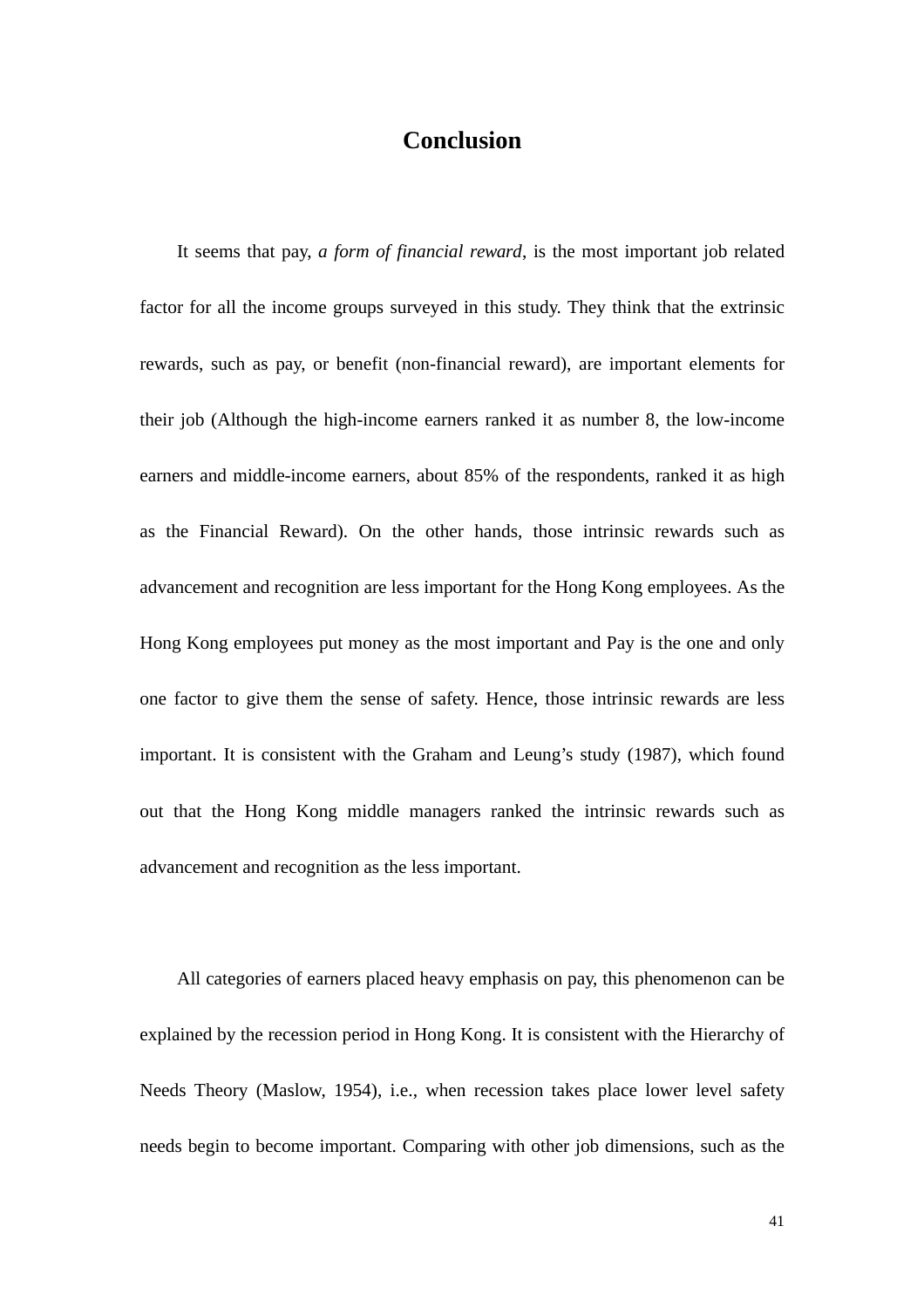# Conclusion

It seems that pay, *a form of financial reward*, is the most important job related factor for all the income groups surveyed in this study. They think that the extrinsic rewards, such as pay, or benefit (non-financial reward), are important elements for their job (Although the high-income earners ranked it as number 8, the low-income earners and middle-income earners, about 85% of the respondents, ranked it as high as the Financial Reward). On the other hands, those intrinsic rewards such as advancement and recognition are less important for the Hong Kong employees. As the Hong Kong employees put money as the most important and Pay is the one and only one factor to give them the sense of safety. Hence, those intrinsic rewards are less important. It is consistent with the Graham and Leung's study (1987), which found out that the Hong Kong middle managers ranked the intrinsic rewards such as advancement and recognition as the less important.

All categories of earners placed heavy emphasis on pay, this phenomenon can be explained by the recession period in Hong Kong. It is consistent with the Hierarchy of Needs Theory (Maslow, 1954), i.e., when recession takes place lower level safety needs begin to become important. Comparing with other job dimensions, such as the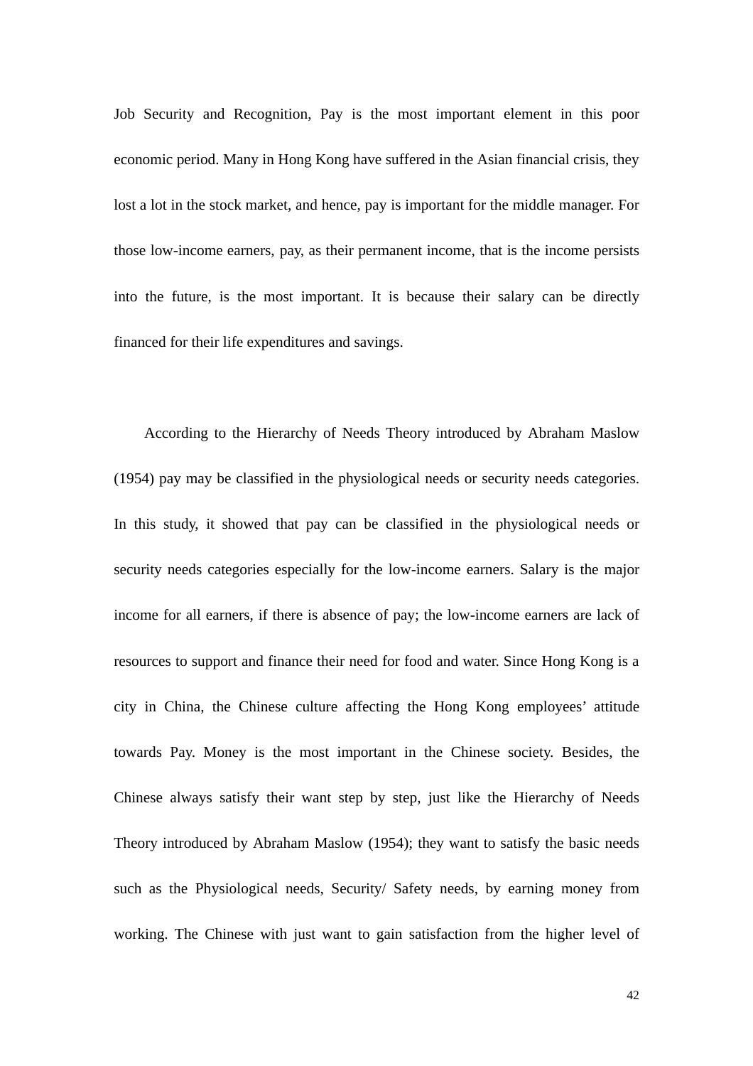Job Security and Recognition, Pay is the most important element in this poor economic period. Many in Hong Kong have suffered in the Asian financial crisis, they lost a lot in the stock market, and hence, pay is important for the middle manager. For those low-income earners, pay, as their permanent income, that is the income persists into the future, is the most important. It is because their salary can be directly financed for their life expenditures and savings.

According to the Hierarchy of Needs Theory introduced by Abraham Maslow (1954) pay may be classified in the physiological needs or security needs categories. In this study, it showed that pay can be classified in the physiological needs or security needs categories especially for the low-income earners. Salary is the major income for all earners, if there is absence of pay; the low-income earners are lack of resources to support and finance their need for food and water. Since Hong Kong is a city in China, the Chinese culture affecting the Hong Kong employees' attitude towards Pay. Money is the most important in the Chinese society. Besides, the Chinese always satisfy their want step by step, just like the Hierarchy of Needs Theory introduced by Abraham Maslow (1954); they want to satisfy the basic needs such as the Physiological needs, Security/ Safety needs, by earning money from working. The Chinese with just want to gain satisfaction from the higher level of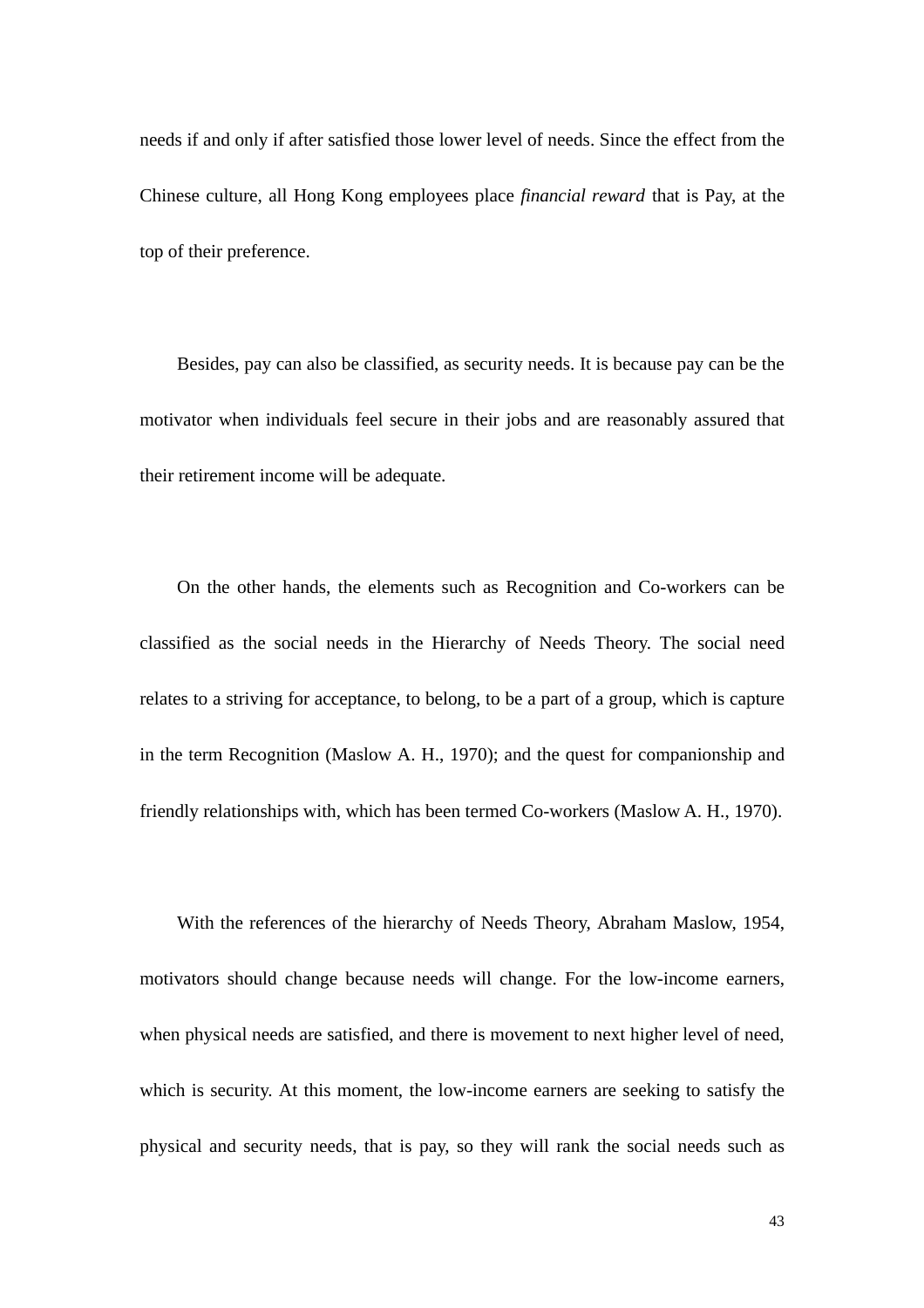needs if and only if after satisfied those lower level of needs. Since the effect from the Chinese culture, all Hong Kong employees place *financial reward* that is Pay, at the top of their preference.

Besides, pay can also be classified, as security needs. It is because pay can be the motivator when individuals feel secure in their jobs and are reasonably assured that their retirement income will be adequate.

On the other hands, the elements such as Recognition and Co-workers can be classified as the social needs in the Hierarchy of Needs Theory. The social need relates to a striving for acceptance, to belong, to be a part of a group, which is capture in the term Recognition (Maslow A. H., 1970); and the quest for companionship and friendly relationships with, which has been termed Co-workers (Maslow A. H., 1970).

With the references of the hierarchy of Needs Theory, Abraham Maslow, 1954, motivators should change because needs will change. For the low-income earners, when physical needs are satisfied, and there is movement to next higher level of need, which is security. At this moment, the low-income earners are seeking to satisfy the physical and security needs, that is pay, so they will rank the social needs such as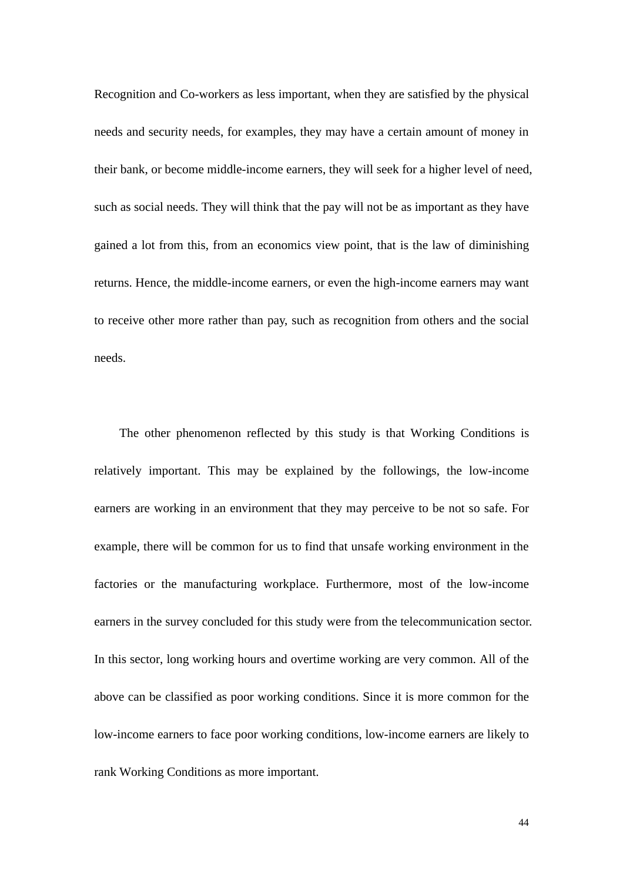Recognition and Co-workers as less important, when they are satisfied by the physical needs and security needs, for examples, they may have a certain amount of money in their bank, or become middle-income earners, they will seek for a higher level of need, such as social needs. They will think that the pay will not be as important as they have gained a lot from this, from an economics view point, that is the law of diminishing returns. Hence, the middle-income earners, or even the high-income earners may want to receive other more rather than pay, such as recognition from others and the social needs.

The other phenomenon reflected by this study is that Working Conditions is relatively important. This may be explained by the followings, the low-income earners are working in an environment that they may perceive to be not so safe. For example, there will be common for us to find that unsafe working environment in the factories or the manufacturing workplace. Furthermore, most of the low-income earners in the survey concluded for this study were from the telecommunication sector. In this sector, long working hours and overtime working are very common. All of the above can be classified as poor working conditions. Since it is more common for the low-income earners to face poor working conditions, low-income earners are likely to rank Working Conditions as more important.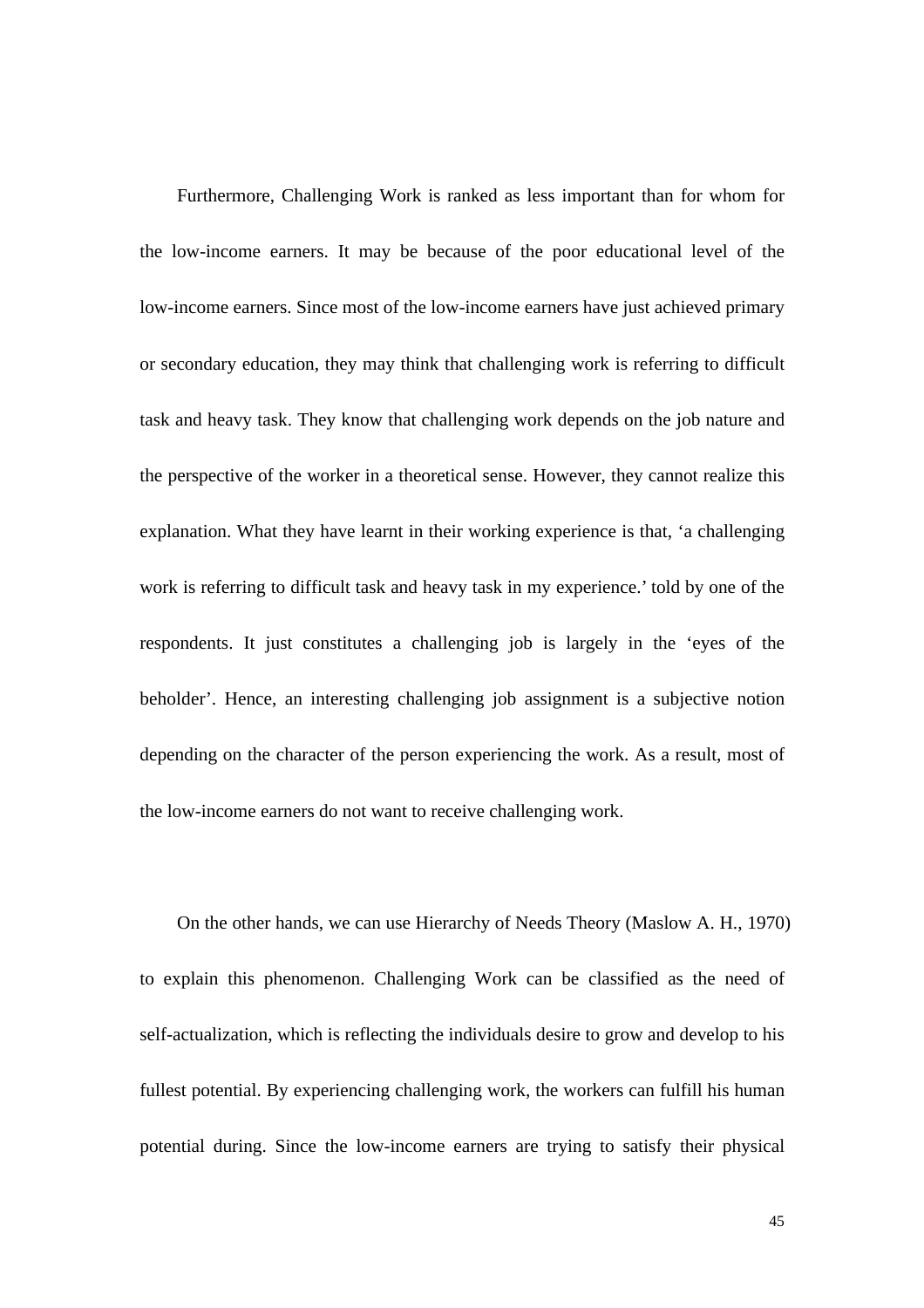Furthermore, Challenging Work is ranked as less important than for whom for the low-income earners. It may be because of the poor educational level of the low-income earners. Since most of the low-income earners have just achieved primary or secondary education, they may think that challenging work is referring to difficult task and heavy task. They know that challenging work depends on the job nature and the perspective of the worker in a theoretical sense. However, they cannot realize this explanation. What they have learnt in their working experience is that, 'a challenging work is referring to difficult task and heavy task in my experience.' told by one of the respondents. It just constitutes a challenging job is largely in the 'eyes of the beholder'. Hence, an interesting challenging job assignment is a subjective notion depending on the character of the person experiencing the work. As a result, most of the low-income earners do not want to receive challenging work.

On the other hands, we can use Hierarchy of Needs Theory (Maslow A. H., 1970) to explain this phenomenon. Challenging Work can be classified as the need of self-actualization, which is reflecting the individuals desire to grow and develop to his fullest potential. By experiencing challenging work, the workers can fulfill his human potential during. Since the low-income earners are trying to satisfy their physical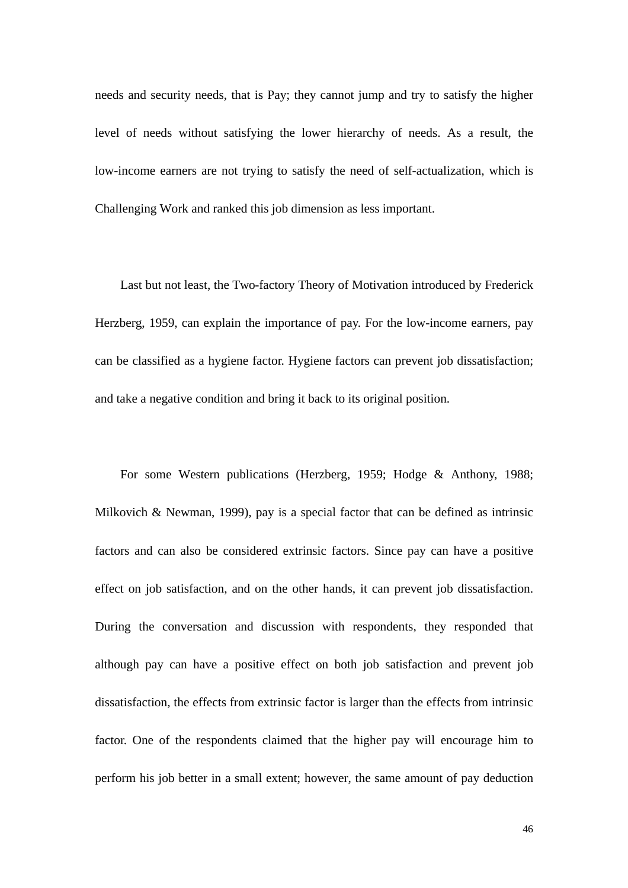needs and security needs, that is Pay; they cannot jump and try to satisfy the higher level of needs without satisfying the lower hierarchy of needs. As a result, the low-income earners are not trying to satisfy the need of self-actualization, which is Challenging Work and ranked this job dimension as less important.

Last but not least, the Two-factory Theory of Motivation introduced by Frederick Herzberg, 1959, can explain the importance of pay. For the low-income earners, pay can be classified as a hygiene factor. Hygiene factors can prevent job dissatisfaction; and take a negative condition and bring it back to its original position.

For some Western publications (Herzberg, 1959; Hodge & Anthony, 1988; Milkovich & Newman, 1999), pay is a special factor that can be defined as intrinsic factors and can also be considered extrinsic factors. Since pay can have a positive effect on job satisfaction, and on the other hands, it can prevent job dissatisfaction. During the conversation and discussion with respondents, they responded that although pay can have a positive effect on both job satisfaction and prevent job dissatisfaction, the effects from extrinsic factor is larger than the effects from intrinsic factor. One of the respondents claimed that the higher pay will encourage him to perform his job better in a small extent; however, the same amount of pay deduction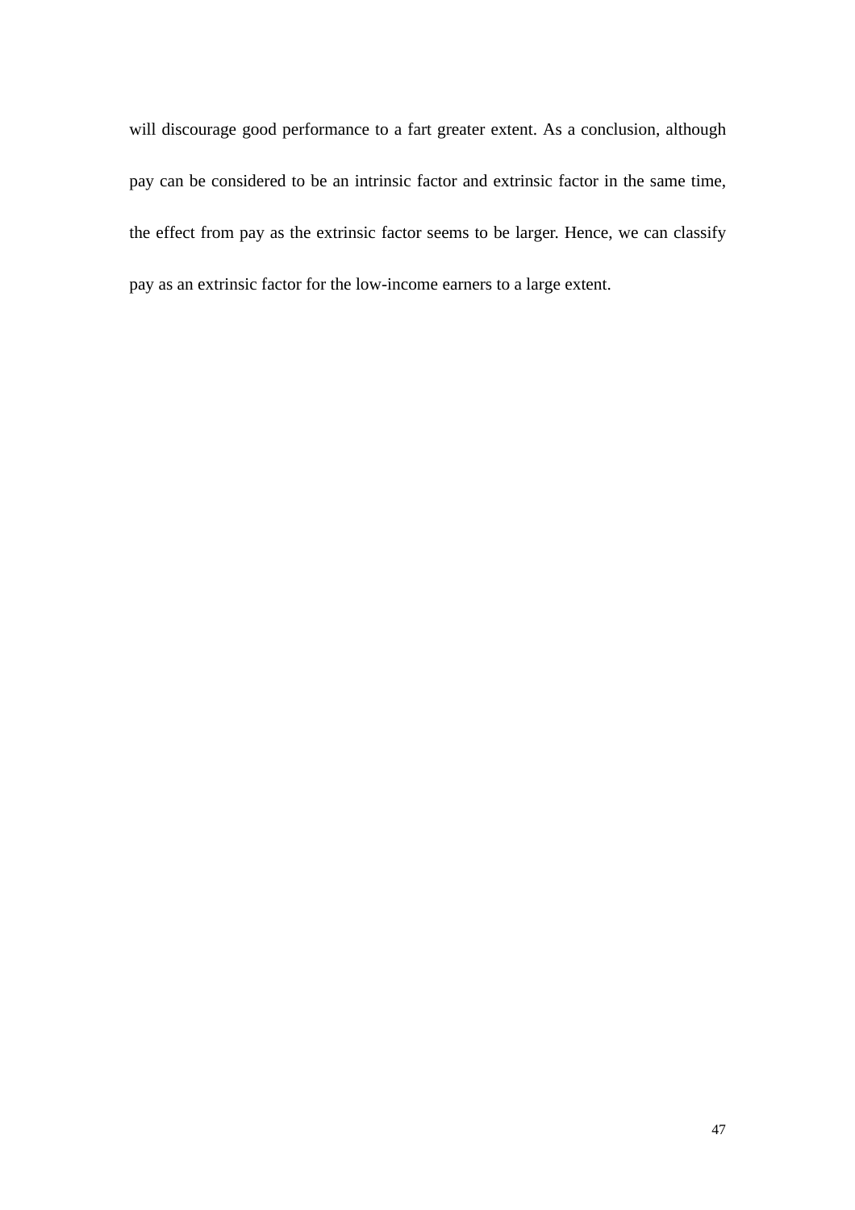will discourage good performance to a fart greater extent. As a conclusion, although pay can be considered to be an intrinsic factor and extrinsic factor in the same time, the effect from pay as the extrinsic factor seems to be larger. Hence, we can classify pay as an extrinsic factor for the low-income earners to a large extent.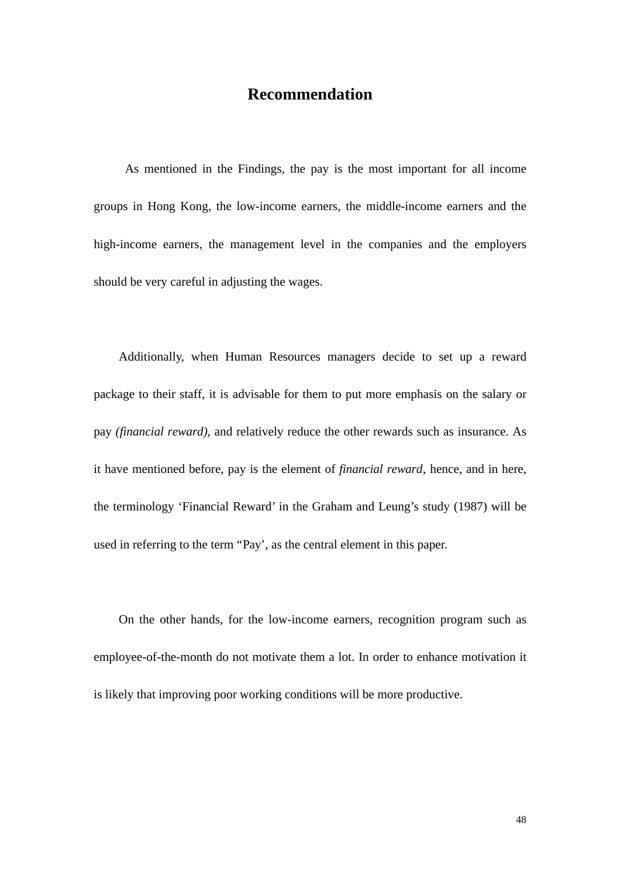# Recommendation

As mentioned in the Findings, the pay is the most important for all income groups in Hong Kong, the low-income earners, the middle-income earners and the high-income earners, the management level in the companies and the employers should be very careful in adjusting the wages.

Additionally, when Human Resources managers decide to set up a reward package to their staff, it is advisable for them to put more emphasis on the salary or pay *(financial reward)*, and relatively reduce the other rewards such as insurance. As it have mentioned before, pay is the element of *financial reward*, hence, and in here, the terminology 'Financial Reward' in the Graham and Leung's study (1987) will be used in referring to the term "Pay', as the central element in this paper.

On the other hands, for the low-income earners, recognition program such as employee-of-the-month do not motivate them a lot. In order to enhance motivation it is likely that improving poor working conditions will be more productive.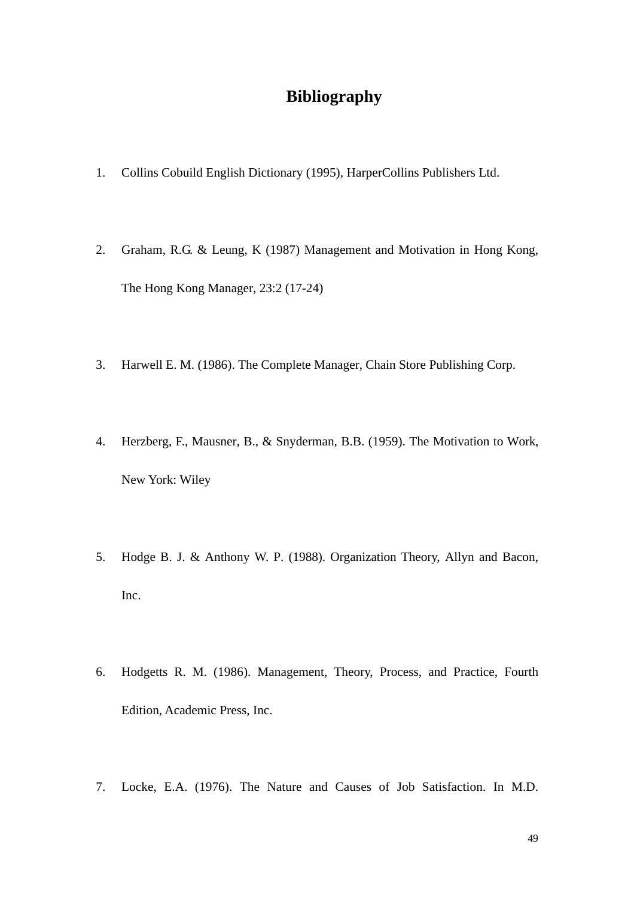# Bibliography

1. Collins Cobuild English Dictionary (1995), HarperCollins Publishers Ltd.

2. Graham, R.G. & Leung, K (1987) Management and Motivation in Hong Kong, The Hong Kong Manager, 23:2 (17-24)

3. Harwell E. M. (1986). The Complete Manager, Chain Store Publishing Corp.

4. Herzberg, F., Mausner, B., & Snyderman, B.B. (1959). The Motivation to Work, New York: Wiley

5. Hodge B. J. & Anthony W. P. (1988). Organization Theory, Allyn and Bacon, Inc.

6. Hodgetts R. M. (1986). Management, Theory, Process, and Practice, Fourth Edition, Academic Press, Inc.

7. Locke, E.A. (1976). The Nature and Causes of Job Satisfaction. In M.D.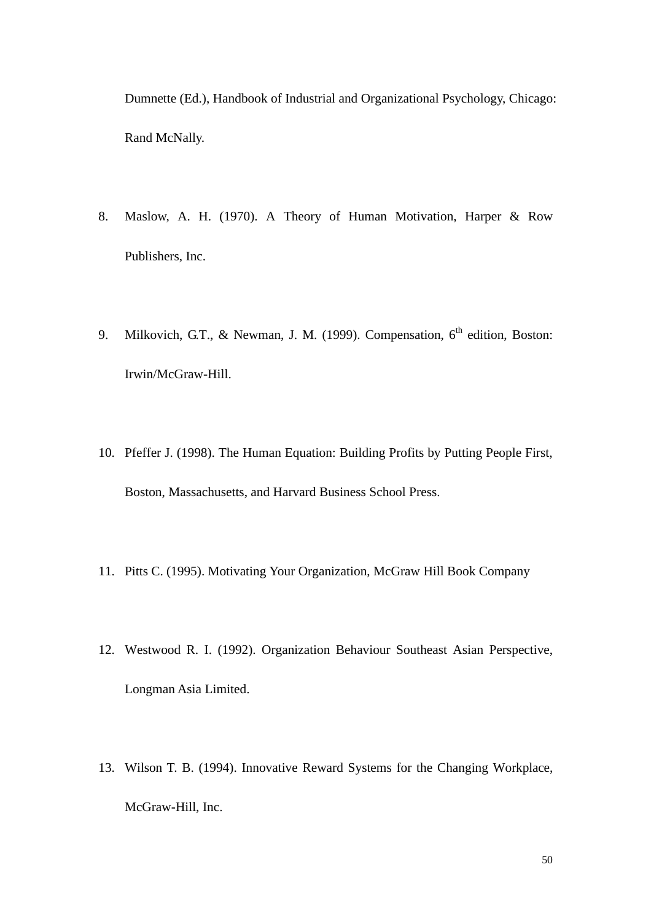Dumnette (Ed.), Handbook of Industrial and Organizational Psychology, Chicago: Rand McNally.

8. Maslow, A. H. (1970). A Theory of Human Motivation, Harper & Row Publishers, Inc.

9. Milkovich, G.T., & Newman, J. M. (1999). Compensation, 6th edition, Boston: Irwin/McGraw-Hill.

10. Pfeffer J. (1998). The Human Equation: Building Profits by Putting People First, Boston, Massachusetts, and Harvard Business School Press.

11. Pitts C. (1995). Motivating Your Organization, McGraw Hill Book Company

12. Westwood R. I. (1992). Organization Behaviour Southeast Asian Perspective, Longman Asia Limited.

13. Wilson T. B. (1994). Innovative Reward Systems for the Changing Workplace, McGraw-Hill, Inc.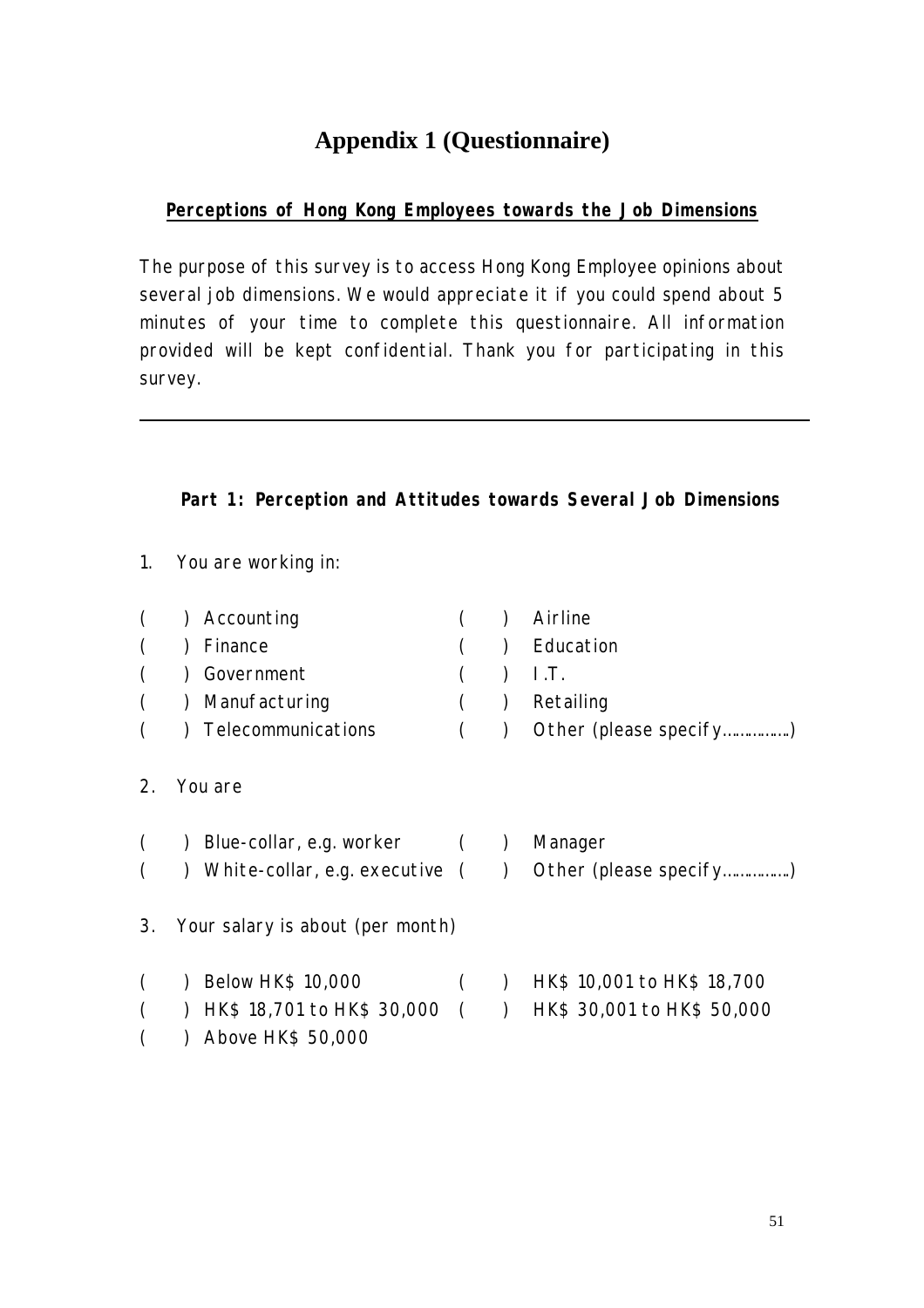# Appendix 1 (Questionnaire)

**Perceptions of Hong Kong Employees towards the Job Dimensions**

The purpose of this survey is to access Hong Kong Employee opinions about several job dimensions. We would appreciate it if you could spend about 5 minutes of your time to complete this questionnaire. All information provided will be kept confidential. Thank you for participating in this survey.

---

**Part 1: Perception and Attitudes towards Several Job Dimensions**

1. You are working in:

( ) Accounting
( ) Airline
( ) Finance
( ) Education
( ) Government
( ) I.T.
( ) Manufacturing
( ) Retailing
( ) Telecommunications
( ) Other (please specify…………….)

2. You are

( ) Blue-collar, e.g. worker
( ) Manager
( ) White-collar, e.g. executive
( ) Other (please specify…………….)

3. Your salary is about (per month)

( ) Below HK$ 10,000
( ) HK$ 10,001 to HK$ 18,700
( ) HK$ 18,701 to HK$ 30,000
( ) HK$ 30,001 to HK$ 50,000
( ) Above HK$ 50,000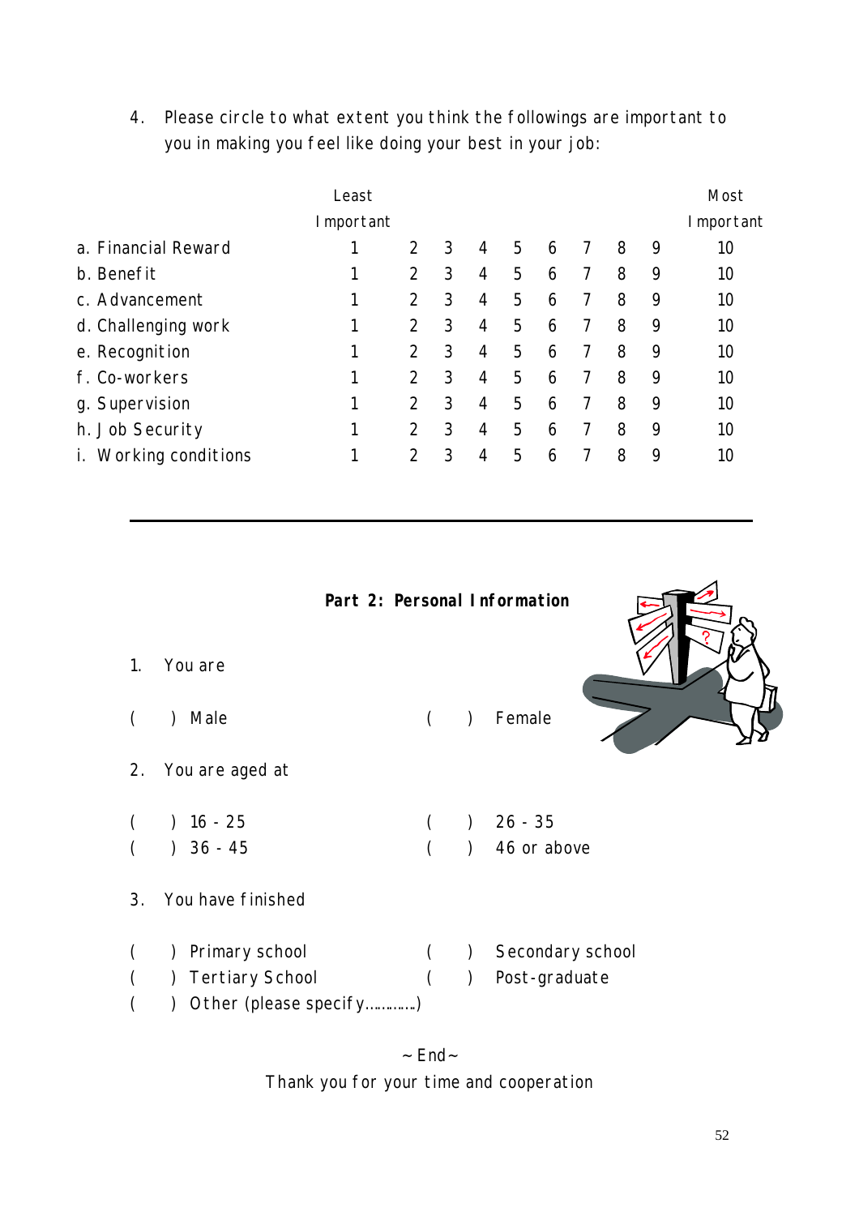4. Please circle to what extent you think the followings are important to you in making you feel like doing your best in your job:

| | Least Important | | | | | | | | | Most Important |
|---|---|---|---|---|---|---|---|---|---|---|
| a. Financial Reward | 1 | 2 | 3 | 4 | 5 | 6 | 7 | 8 | 9 | 10 |
| b. Benefit | 1 | 2 | 3 | 4 | 5 | 6 | 7 | 8 | 9 | 10 |
| c. Advancement | 1 | 2 | 3 | 4 | 5 | 6 | 7 | 8 | 9 | 10 |
| d. Challenging work | 1 | 2 | 3 | 4 | 5 | 6 | 7 | 8 | 9 | 10 |
| e. Recognition | 1 | 2 | 3 | 4 | 5 | 6 | 7 | 8 | 9 | 10 |
| f. Co-workers | 1 | 2 | 3 | 4 | 5 | 6 | 7 | 8 | 9 | 10 |
| g. Supervision | 1 | 2 | 3 | 4 | 5 | 6 | 7 | 8 | 9 | 10 |
| h. Job Security | 1 | 2 | 3 | 4 | 5 | 6 | 7 | 8 | 9 | 10 |
| i. Working conditions | 1 | 2 | 3 | 4 | 5 | 6 | 7 | 8 | 9 | 10 |

---

## Part 2: Personal Information

1. You are

( ) Male ( ) Female

2. You are aged at

( ) 16 - 25 ( ) 26 - 35
( ) 36 - 45 ( ) 46 or above

3. You have finished

( ) Primary school ( ) Secondary school
( ) Tertiary School ( ) Post-graduate
( ) Other (please specify…………)

~End~

Thank you for your time and cooperation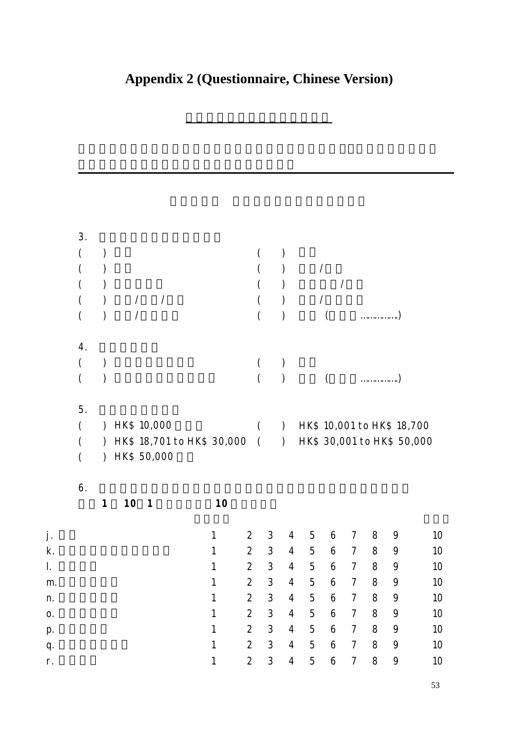# Appendix 2 (Questionnaire, Chinese Version)

3.

| | |
|---|---|
| ( ) | ( ) |
| ( ) | ( ) / |
| ( ) | ( ) / |
| ( ) / / | ( ) / |
| ( ) / | ( ) (……………) |

4.

| | |
|---|---|
| ( ) | ( ) |
| ( ) | ( ) (……………) |

5.

| | |
|---|---|
| ( ) HK$ 10,000 | ( ) HK$ 10,001 to HK$ 18,700 |
| ( ) HK$ 18,701 to HK$ 30,000 | ( ) HK$ 30,001 to HK$ 50,000 |
| ( ) HK$ 50,000 | |

6.

**1 10 1 10**

| | | | | | | | | | | |
|---|---|---|---|---|---|---|---|---|---|---|
| j. | 1 | 2 | 3 | 4 | 5 | 6 | 7 | 8 | 9 | 10 |
| k. | 1 | 2 | 3 | 4 | 5 | 6 | 7 | 8 | 9 | 10 |
| l. | 1 | 2 | 3 | 4 | 5 | 6 | 7 | 8 | 9 | 10 |
| m. | 1 | 2 | 3 | 4 | 5 | 6 | 7 | 8 | 9 | 10 |
| n. | 1 | 2 | 3 | 4 | 5 | 6 | 7 | 8 | 9 | 10 |
| o. | 1 | 2 | 3 | 4 | 5 | 6 | 7 | 8 | 9 | 10 |
| p. | 1 | 2 | 3 | 4 | 5 | 6 | 7 | 8 | 9 | 10 |
| q. | 1 | 2 | 3 | 4 | 5 | 6 | 7 | 8 | 9 | 10 |
| r. | 1 | 2 | 3 | 4 | 5 | 6 | 7 | 8 | 9 | 10 |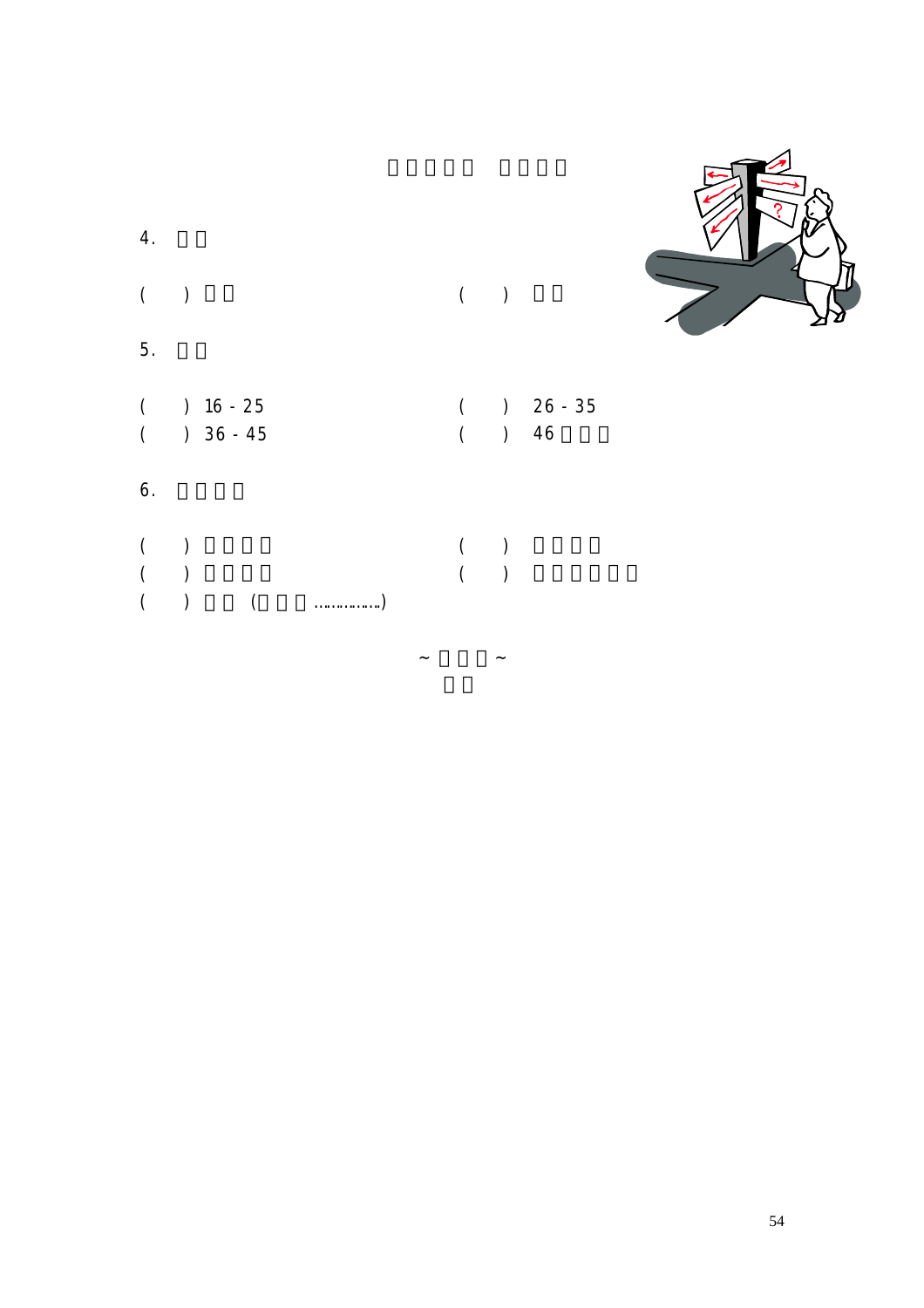□□□□□ □□□□

4. □□

( ) □□ ( ) □□

5. □□

( ) 16 - 25 ( ) 26 - 35
( ) 36 - 45 ( ) 46□□□

6. □□□□

( ) □□□□ ( ) □□□□
( ) □□□□ ( ) □□□□□□
( ) □□ (□□□……………)

~□□□~
□□